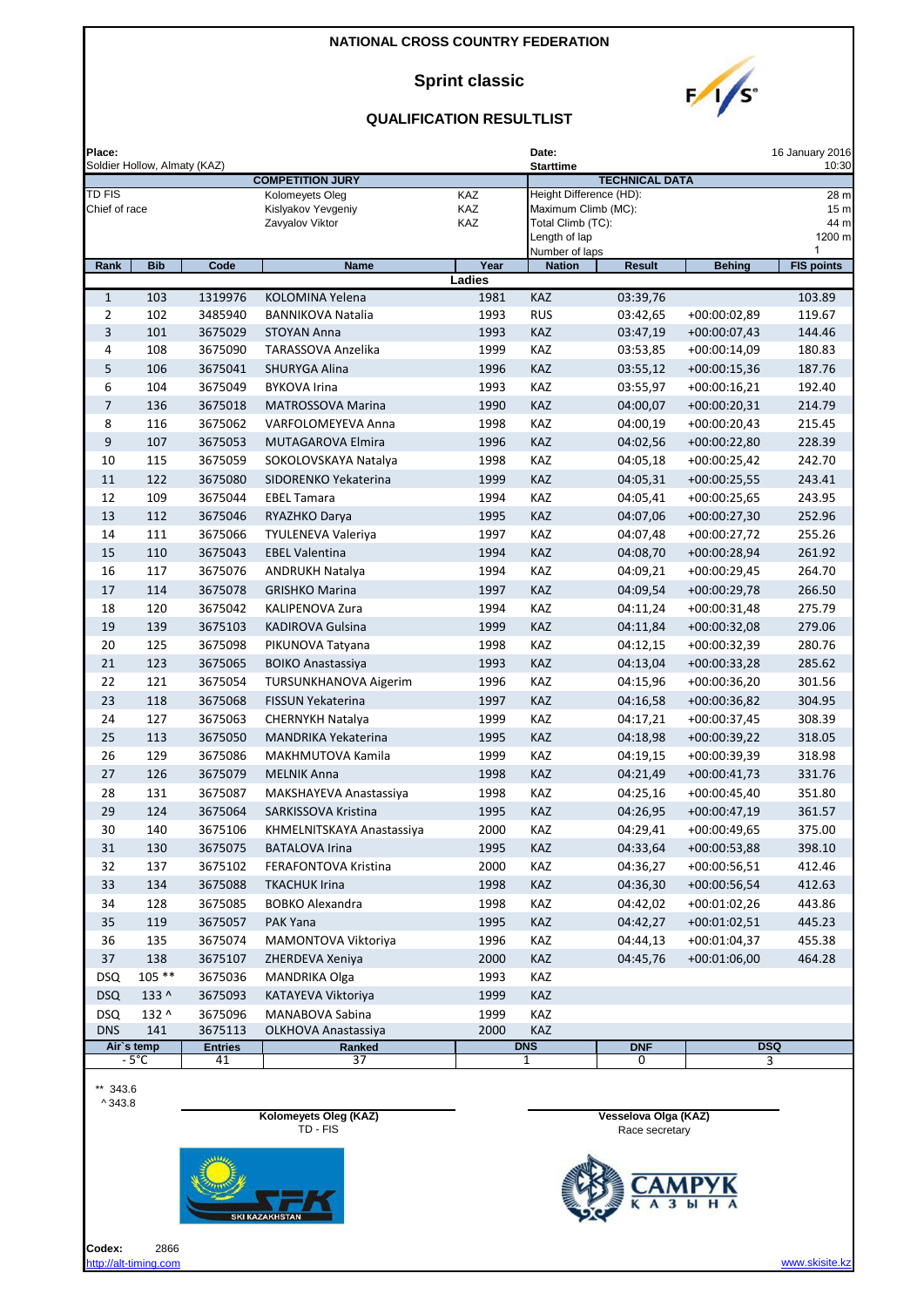# NATIONAL CROSS COUNTRY FEDERATION

## Sprint classic

### QUALIFICATION RESULTLIST

**Place:** Soldier Hollow, Almaty (KAZ)

**Date:** 16 January 2016

**Starttime** 10:30

| COMPETITION JURY | | |
|---|---|---|
| TD FIS | Kolomeyets Oleg | KAZ |
| Chief of race | Kislyakov Yevgeniy | KAZ |
| | Zavyalov Viktor | KAZ |

| TECHNICAL DATA | |
|---|---|
| Height Difference (HD): | 28 m |
| Maximum Climb (MC): | 15 m |
| Total Climb (TC): | 44 m |
| Length of lap | 1200 m |
| Number of laps | 1 |

**Ladies**

| Rank | Bib | Code | Name | Year | Nation | Result | Behing | FIS points |
|---|---|---|---|---|---|---|---|---|
| 1 | 103 | 1319976 | KOLOMINA Yelena | 1981 | KAZ | 03:39,76 | | 103.89 |
| 2 | 102 | 3485940 | BANNIKOVA Natalia | 1993 | RUS | 03:42,65 | +00:00:02,89 | 119.67 |
| 3 | 101 | 3675029 | STOYAN Anna | 1993 | KAZ | 03:47,19 | +00:00:07,43 | 144.46 |
| 4 | 108 | 3675090 | TARASSOVA Anzelika | 1999 | KAZ | 03:53,85 | +00:00:14,09 | 180.83 |
| 5 | 106 | 3675041 | SHURYGA Alina | 1996 | KAZ | 03:55,12 | +00:00:15,36 | 187.76 |
| 6 | 104 | 3675049 | BYKOVA Irina | 1993 | KAZ | 03:55,97 | +00:00:16,21 | 192.40 |
| 7 | 136 | 3675018 | MATROSSOVA Marina | 1990 | KAZ | 04:00,07 | +00:00:20,31 | 214.79 |
| 8 | 116 | 3675062 | VARFOLOMEYEVA Anna | 1998 | KAZ | 04:00,19 | +00:00:20,43 | 215.45 |
| 9 | 107 | 3675053 | MUTAGAROVA Elmira | 1996 | KAZ | 04:02,56 | +00:00:22,80 | 228.39 |
| 10 | 115 | 3675059 | SOKOLOVSKAYA Natalya | 1998 | KAZ | 04:05,18 | +00:00:25,42 | 242.70 |
| 11 | 122 | 3675080 | SIDORENKO Yekaterina | 1999 | KAZ | 04:05,31 | +00:00:25,55 | 243.41 |
| 12 | 109 | 3675044 | EBEL Tamara | 1994 | KAZ | 04:05,41 | +00:00:25,65 | 243.95 |
| 13 | 112 | 3675046 | RYAZHKO Darya | 1995 | KAZ | 04:07,06 | +00:00:27,30 | 252.96 |
| 14 | 111 | 3675066 | TYULENEVA Valeriya | 1997 | KAZ | 04:07,48 | +00:00:27,72 | 255.26 |
| 15 | 110 | 3675043 | EBEL Valentina | 1994 | KAZ | 04:08,70 | +00:00:28,94 | 261.92 |
| 16 | 117 | 3675076 | ANDRUKH Natalya | 1994 | KAZ | 04:09,21 | +00:00:29,45 | 264.70 |
| 17 | 114 | 3675078 | GRISHKO Marina | 1997 | KAZ | 04:09,54 | +00:00:29,78 | 266.50 |
| 18 | 120 | 3675042 | KALIPENOVA Zura | 1994 | KAZ | 04:11,24 | +00:00:31,48 | 275.79 |
| 19 | 139 | 3675103 | KADIROVA Gulsina | 1999 | KAZ | 04:11,84 | +00:00:32,08 | 279.06 |
| 20 | 125 | 3675098 | PIKUNOVA Tatyana | 1998 | KAZ | 04:12,15 | +00:00:32,39 | 280.76 |
| 21 | 123 | 3675065 | BOIKO Anastassiya | 1993 | KAZ | 04:13,04 | +00:00:33,28 | 285.62 |
| 22 | 121 | 3675054 | TURSUNKHANOVA Aigerim | 1996 | KAZ | 04:15,96 | +00:00:36,20 | 301.56 |
| 23 | 118 | 3675068 | FISSUN Yekaterina | 1997 | KAZ | 04:16,58 | +00:00:36,82 | 304.95 |
| 24 | 127 | 3675063 | CHERNYKH Natalya | 1999 | KAZ | 04:17,21 | +00:00:37,45 | 308.39 |
| 25 | 113 | 3675050 | MANDRIKA Yekaterina | 1995 | KAZ | 04:18,98 | +00:00:39,22 | 318.05 |
| 26 | 129 | 3675086 | MAKHMUTOVA Kamila | 1999 | KAZ | 04:19,15 | +00:00:39,39 | 318.98 |
| 27 | 126 | 3675079 | MELNIK Anna | 1998 | KAZ | 04:21,49 | +00:00:41,73 | 331.76 |
| 28 | 131 | 3675087 | MAKSHAYEVA Anastassiya | 1998 | KAZ | 04:25,16 | +00:00:45,40 | 351.80 |
| 29 | 124 | 3675064 | SARKISSOVA Kristina | 1995 | KAZ | 04:26,95 | +00:00:47,19 | 361.57 |
| 30 | 140 | 3675106 | KHMELNITSKAYA Anastassiya | 2000 | KAZ | 04:29,41 | +00:00:49,65 | 375.00 |
| 31 | 130 | 3675075 | BATALOVA Irina | 1995 | KAZ | 04:33,64 | +00:00:53,88 | 398.10 |
| 32 | 137 | 3675102 | FERAFONTOVA Kristina | 2000 | KAZ | 04:36,27 | +00:00:56,51 | 412.46 |
| 33 | 134 | 3675088 | TKACHUK Irina | 1998 | KAZ | 04:36,30 | +00:00:56,54 | 412.63 |
| 34 | 128 | 3675085 | BOBKO Alexandra | 1998 | KAZ | 04:42,02 | +00:01:02,26 | 443.86 |
| 35 | 119 | 3675057 | PAK Yana | 1995 | KAZ | 04:42,27 | +00:01:02,51 | 445.23 |
| 36 | 135 | 3675074 | MAMONTOVA Viktoriya | 1996 | KAZ | 04:44,13 | +00:01:04,37 | 455.38 |
| 37 | 138 | 3675107 | ZHERDEVA Xeniya | 2000 | KAZ | 04:45,76 | +00:01:06,00 | 464.28 |
| DSQ | 105 ** | 3675036 | MANDRIKA Olga | 1993 | KAZ | | | |
| DSQ | 133 ^ | 3675093 | KATAYEVA Viktoriya | 1999 | KAZ | | | |
| DSQ | 132 ^ | 3675096 | MANABOVA Sabina | 1999 | KAZ | | | |
| DNS | 141 | 3675113 | OLKHOVA Anastassiya | 2000 | KAZ | | | |

| Air`s temp | Entries | Ranked | DNS | DNF | DSQ |
|---|---|---|---|---|---|
| - 5°C | 41 | 37 | 1 | 0 | 3 |

** 343.6
^ 343.8

**Kolomeyets Oleg (KAZ)**
TD - FIS

**Vesselova Olga (KAZ)**
Race secretary

**Codex:** 2866

http://alt-timing.com

www.skisite.kz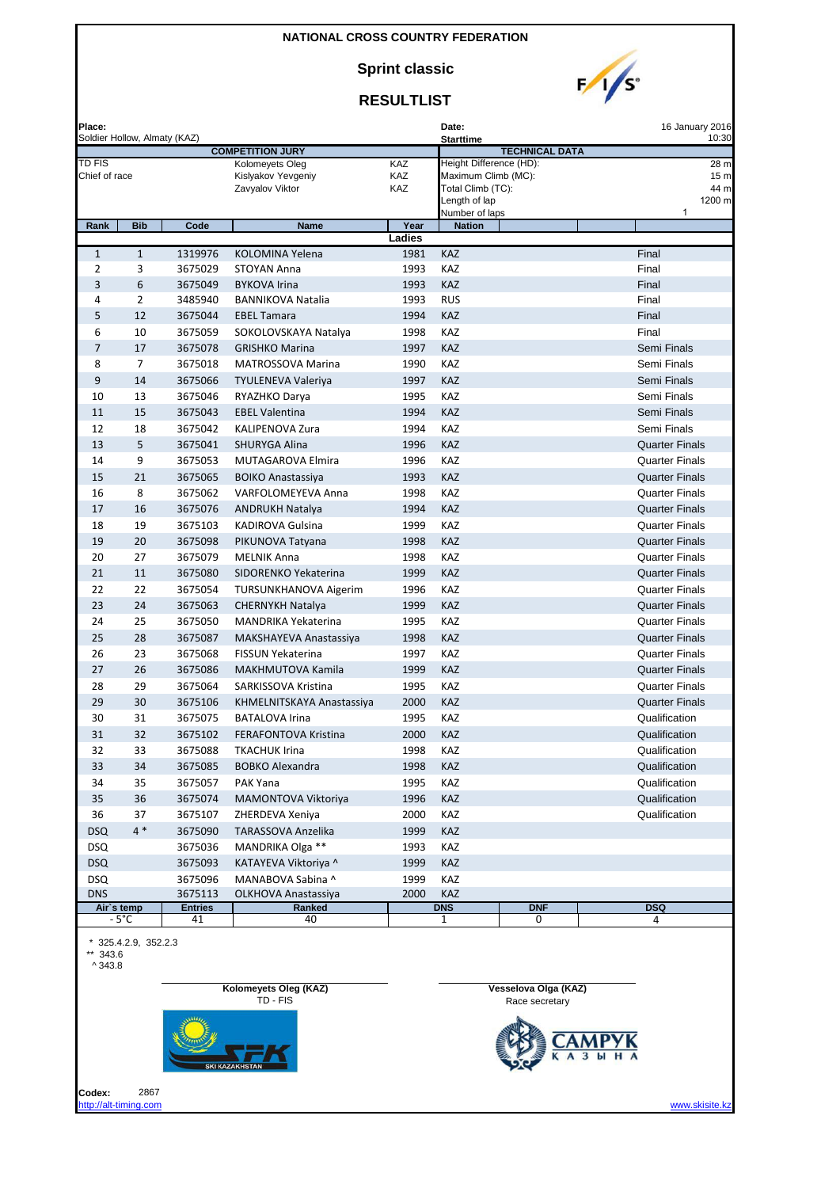# NATIONAL CROSS COUNTRY FEDERATION

## Sprint classic

## RESULTLIST

**Place:** Soldier Hollow, Almaty (KAZ)

**Date:** 16 January 2016

**Starttime** 10:30

| COMPETITION JURY | | | TECHNICAL DATA | |
|---|---|---|---|---|
| TD FIS | Kolomeyets Oleg | KAZ | Height Difference (HD): | 28 m |
| Chief of race | Kislyakov Yevgeniy | KAZ | Maximum Climb (MC): | 15 m |
| | Zavyalov Viktor | KAZ | Total Climb (TC): | 44 m |
| | | | Length of lap | 1200 m |
| | | | Number of laps | 1 |

**Ladies**

| Rank | Bib | Code | Name | Year | Nation | |
|---|---|---|---|---|---|---|
| 1 | 1 | 1319976 | KOLOMINA Yelena | 1981 | KAZ | Final |
| 2 | 3 | 3675029 | STOYAN Anna | 1993 | KAZ | Final |
| 3 | 6 | 3675049 | BYKOVA Irina | 1993 | KAZ | Final |
| 4 | 2 | 3485940 | BANNIKOVA Natalia | 1993 | RUS | Final |
| 5 | 12 | 3675044 | EBEL Tamara | 1994 | KAZ | Final |
| 6 | 10 | 3675059 | SOKOLOVSKAYA Natalya | 1998 | KAZ | Final |
| 7 | 17 | 3675078 | GRISHKO Marina | 1997 | KAZ | Semi Finals |
| 8 | 7 | 3675018 | MATROSSOVA Marina | 1990 | KAZ | Semi Finals |
| 9 | 14 | 3675066 | TYULENEVA Valeriya | 1997 | KAZ | Semi Finals |
| 10 | 13 | 3675046 | RYAZHKO Darya | 1995 | KAZ | Semi Finals |
| 11 | 15 | 3675043 | EBEL Valentina | 1994 | KAZ | Semi Finals |
| 12 | 18 | 3675042 | KALIPENOVA Zura | 1994 | KAZ | Semi Finals |
| 13 | 5 | 3675041 | SHURYGA Alina | 1996 | KAZ | Quarter Finals |
| 14 | 9 | 3675053 | MUTAGAROVA Elmira | 1996 | KAZ | Quarter Finals |
| 15 | 21 | 3675065 | BOIKO Anastassiya | 1993 | KAZ | Quarter Finals |
| 16 | 8 | 3675062 | VARFOLOMEYEVA Anna | 1998 | KAZ | Quarter Finals |
| 17 | 16 | 3675076 | ANDRUKH Natalya | 1994 | KAZ | Quarter Finals |
| 18 | 19 | 3675103 | KADIROVA Gulsina | 1999 | KAZ | Quarter Finals |
| 19 | 20 | 3675098 | PIKUNOVA Tatyana | 1998 | KAZ | Quarter Finals |
| 20 | 27 | 3675079 | MELNIK Anna | 1998 | KAZ | Quarter Finals |
| 21 | 11 | 3675080 | SIDORENKO Yekaterina | 1999 | KAZ | Quarter Finals |
| 22 | 22 | 3675054 | TURSUNKHANOVA Aigerim | 1996 | KAZ | Quarter Finals |
| 23 | 24 | 3675063 | CHERNYKH Natalya | 1999 | KAZ | Quarter Finals |
| 24 | 25 | 3675050 | MANDRIKA Yekaterina | 1995 | KAZ | Quarter Finals |
| 25 | 28 | 3675087 | MAKSHAYEVA Anastassiya | 1998 | KAZ | Quarter Finals |
| 26 | 23 | 3675068 | FISSUN Yekaterina | 1997 | KAZ | Quarter Finals |
| 27 | 26 | 3675086 | MAKHMUTOVA Kamila | 1999 | KAZ | Quarter Finals |
| 28 | 29 | 3675064 | SARKISSOVA Kristina | 1995 | KAZ | Quarter Finals |
| 29 | 30 | 3675106 | KHMELNITSKAYA Anastassiya | 2000 | KAZ | Quarter Finals |
| 30 | 31 | 3675075 | BATALOVA Irina | 1995 | KAZ | Qualification |
| 31 | 32 | 3675102 | FERAFONTOVA Kristina | 2000 | KAZ | Qualification |
| 32 | 33 | 3675088 | TKACHUK Irina | 1998 | KAZ | Qualification |
| 33 | 34 | 3675085 | BOBKO Alexandra | 1998 | KAZ | Qualification |
| 34 | 35 | 3675057 | PAK Yana | 1995 | KAZ | Qualification |
| 35 | 36 | 3675074 | MAMONTOVA Viktoriya | 1996 | KAZ | Qualification |
| 36 | 37 | 3675107 | ZHERDEVA Xeniya | 2000 | KAZ | Qualification |
| DSQ | 4 * | 3675090 | TARASSOVA Anzelika | 1999 | KAZ | |
| DSQ | | 3675036 | MANDRIKA Olga ** | 1993 | KAZ | |
| DSQ | | 3675093 | KATAYEVA Viktoriya ^ | 1999 | KAZ | |
| DSQ | | 3675096 | MANABOVA Sabina ^ | 1999 | KAZ | |
| DNS | | 3675113 | OLKHOVA Anastassiya | 2000 | KAZ | |

| Air`s temp | Entries | Ranked | DNS | DNF | DSQ |
|---|---|---|---|---|---|
| - 5°C | 41 | 40 | 1 | 0 | 4 |

\* 325.4.2.9, 352.2.3
** 343.6
^ 343.8

**Kolomeyets Oleg (KAZ)**
TD - FIS

**Vesselova Olga (KAZ)**
Race secretary

**Codex:** 2867

http://alt-timing.com

www.skisite.kz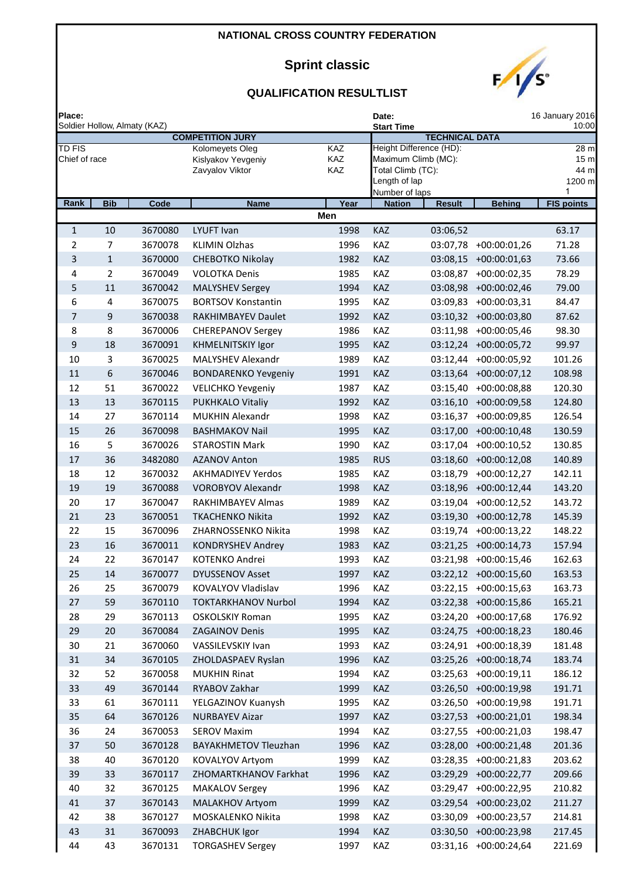**NATIONAL CROSS COUNTRY FEDERATION**

# Sprint classic

## QUALIFICATION RESULTLIST

**Place:** Soldier Hollow, Almaty (KAZ)

**Date:** 16 January 2016
**Start Time** 10:00

**COMPETITION JURY**

| | | |
|---|---|---|
| TD FIS | Kolomeyets Oleg | KAZ |
| Chief of race | Kislyakov Yevgeniy | KAZ |
| | Zavyalov Viktor | KAZ |

**TECHNICAL DATA**

| | |
|---|---|
| Height Difference (HD): | 28 m |
| Maximum Climb (MC): | 15 m |
| Total Climb (TC): | 44 m |
| Length of lap | 1200 m |
| Number of laps | 1 |

| Rank | Bib | Code | Name | Year | Nation | Result | Behing | FIS points |
|---|---|---|---|---|---|---|---|---|
| **Men** | | | | | | | | |
| 1 | 10 | 3670080 | LYUFT Ivan | 1998 | KAZ | 03:06,52 | | 63.17 |
| 2 | 7 | 3670078 | KLIMIN Olzhas | 1996 | KAZ | 03:07,78 | +00:00:01,26 | 71.28 |
| 3 | 1 | 3670000 | CHEBOTKO Nikolay | 1982 | KAZ | 03:08,15 | +00:00:01,63 | 73.66 |
| 4 | 2 | 3670049 | VOLOTKA Denis | 1985 | KAZ | 03:08,87 | +00:00:02,35 | 78.29 |
| 5 | 11 | 3670042 | MALYSHEV Sergey | 1994 | KAZ | 03:08,98 | +00:00:02,46 | 79.00 |
| 6 | 4 | 3670075 | BORTSOV Konstantin | 1995 | KAZ | 03:09,83 | +00:00:03,31 | 84.47 |
| 7 | 9 | 3670038 | RAKHIMBAYEV Daulet | 1992 | KAZ | 03:10,32 | +00:00:03,80 | 87.62 |
| 8 | 8 | 3670006 | CHEREPANOV Sergey | 1986 | KAZ | 03:11,98 | +00:00:05,46 | 98.30 |
| 9 | 18 | 3670091 | KHMELNITSKIY Igor | 1995 | KAZ | 03:12,24 | +00:00:05,72 | 99.97 |
| 10 | 3 | 3670025 | MALYSHEV Alexandr | 1989 | KAZ | 03:12,44 | +00:00:05,92 | 101.26 |
| 11 | 6 | 3670046 | BONDARENKO Yevgeniy | 1991 | KAZ | 03:13,64 | +00:00:07,12 | 108.98 |
| 12 | 51 | 3670022 | VELICHKO Yevgeniy | 1987 | KAZ | 03:15,40 | +00:00:08,88 | 120.30 |
| 13 | 13 | 3670115 | PUKHKALO Vitaliy | 1992 | KAZ | 03:16,10 | +00:00:09,58 | 124.80 |
| 14 | 27 | 3670114 | MUKHIN Alexandr | 1998 | KAZ | 03:16,37 | +00:00:09,85 | 126.54 |
| 15 | 26 | 3670098 | BASHMAKOV Nail | 1995 | KAZ | 03:17,00 | +00:00:10,48 | 130.59 |
| 16 | 5 | 3670026 | STAROSTIN Mark | 1990 | KAZ | 03:17,04 | +00:00:10,52 | 130.85 |
| 17 | 36 | 3482080 | AZANOV Anton | 1985 | RUS | 03:18,60 | +00:00:12,08 | 140.89 |
| 18 | 12 | 3670032 | AKHMADIYEV Yerdos | 1985 | KAZ | 03:18,79 | +00:00:12,27 | 142.11 |
| 19 | 19 | 3670088 | VOROBYOV Alexandr | 1998 | KAZ | 03:18,96 | +00:00:12,44 | 143.20 |
| 20 | 17 | 3670047 | RAKHIMBAYEV Almas | 1989 | KAZ | 03:19,04 | +00:00:12,52 | 143.72 |
| 21 | 23 | 3670051 | TKACHENKO Nikita | 1992 | KAZ | 03:19,30 | +00:00:12,78 | 145.39 |
| 22 | 15 | 3670096 | ZHARNOSSENKO Nikita | 1998 | KAZ | 03:19,74 | +00:00:13,22 | 148.22 |
| 23 | 16 | 3670011 | KONDRYSHEV Andrey | 1983 | KAZ | 03:21,25 | +00:00:14,73 | 157.94 |
| 24 | 22 | 3670147 | KOTENKO Andrei | 1993 | KAZ | 03:21,98 | +00:00:15,46 | 162.63 |
| 25 | 14 | 3670077 | DYUSSENOV Asset | 1997 | KAZ | 03:22,12 | +00:00:15,60 | 163.53 |
| 26 | 25 | 3670079 | KOVALYOV Vladislav | 1996 | KAZ | 03:22,15 | +00:00:15,63 | 163.73 |
| 27 | 59 | 3670110 | TOKTARKHANOV Nurbol | 1994 | KAZ | 03:22,38 | +00:00:15,86 | 165.21 |
| 28 | 29 | 3670113 | OSKOLSKIY Roman | 1995 | KAZ | 03:24,20 | +00:00:17,68 | 176.92 |
| 29 | 20 | 3670084 | ZAGAINOV Denis | 1995 | KAZ | 03:24,75 | +00:00:18,23 | 180.46 |
| 30 | 21 | 3670060 | VASSILEVSKIY Ivan | 1993 | KAZ | 03:24,91 | +00:00:18,39 | 181.48 |
| 31 | 34 | 3670105 | ZHOLDASPAEV Ryslan | 1996 | KAZ | 03:25,26 | +00:00:18,74 | 183.74 |
| 32 | 52 | 3670058 | MUKHIN Rinat | 1994 | KAZ | 03:25,63 | +00:00:19,11 | 186.12 |
| 33 | 49 | 3670144 | RYABOV Zakhar | 1999 | KAZ | 03:26,50 | +00:00:19,98 | 191.71 |
| 33 | 61 | 3670111 | YELGAZINOV Kuanysh | 1995 | KAZ | 03:26,50 | +00:00:19,98 | 191.71 |
| 35 | 64 | 3670126 | NURBAYEV Aizar | 1997 | KAZ | 03:27,53 | +00:00:21,01 | 198.34 |
| 36 | 24 | 3670053 | SEROV Maxim | 1994 | KAZ | 03:27,55 | +00:00:21,03 | 198.47 |
| 37 | 50 | 3670128 | BAYAKHMETOV Tleuzhan | 1996 | KAZ | 03:28,00 | +00:00:21,48 | 201.36 |
| 38 | 40 | 3670120 | KOVALYOV Artyom | 1999 | KAZ | 03:28,35 | +00:00:21,83 | 203.62 |
| 39 | 33 | 3670117 | ZHOMARTKHANOV Farkhat | 1996 | KAZ | 03:29,29 | +00:00:22,77 | 209.66 |
| 40 | 32 | 3670125 | MAKALOV Sergey | 1996 | KAZ | 03:29,47 | +00:00:22,95 | 210.82 |
| 41 | 37 | 3670143 | MALAKHOV Artyom | 1999 | KAZ | 03:29,54 | +00:00:23,02 | 211.27 |
| 42 | 38 | 3670127 | MOSKALENKO Nikita | 1998 | KAZ | 03:30,09 | +00:00:23,57 | 214.81 |
| 43 | 31 | 3670093 | ZHABCHUK Igor | 1994 | KAZ | 03:30,50 | +00:00:23,98 | 217.45 |
| 44 | 43 | 3670131 | TORGASHEV Sergey | 1997 | KAZ | 03:31,16 | +00:00:24,64 | 221.69 |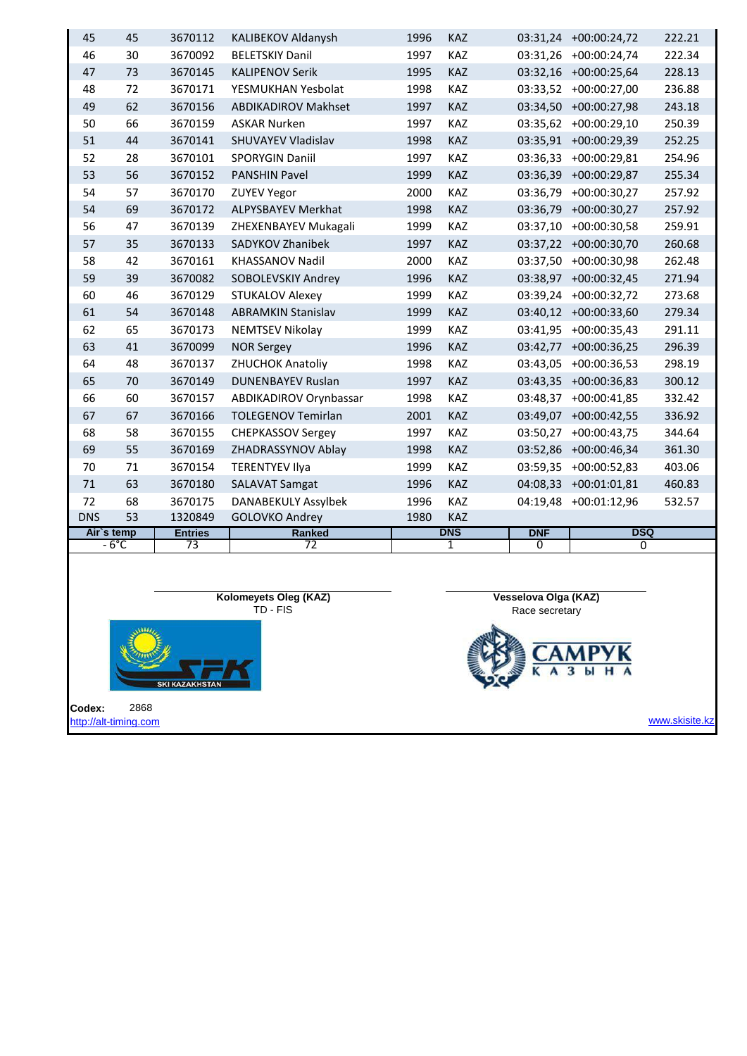| | | | | | | | | |
|---|---|---|---|---|---|---|---|---|
| 45 | 45 | 3670112 | KALIBEKOV Aldanysh | 1996 | KAZ | 03:31,24 | +00:00:24,72 | 222.21 |
| 46 | 30 | 3670092 | BELETSKIY Danil | 1997 | KAZ | 03:31,26 | +00:00:24,74 | 222.34 |
| 47 | 73 | 3670145 | KALIPENOV Serik | 1995 | KAZ | 03:32,16 | +00:00:25,64 | 228.13 |
| 48 | 72 | 3670171 | YESMUKHAN Yesbolat | 1998 | KAZ | 03:33,52 | +00:00:27,00 | 236.88 |
| 49 | 62 | 3670156 | ABDIKADIROV Makhset | 1997 | KAZ | 03:34,50 | +00:00:27,98 | 243.18 |
| 50 | 66 | 3670159 | ASKAR Nurken | 1997 | KAZ | 03:35,62 | +00:00:29,10 | 250.39 |
| 51 | 44 | 3670141 | SHUVAYEV Vladislav | 1998 | KAZ | 03:35,91 | +00:00:29,39 | 252.25 |
| 52 | 28 | 3670101 | SPORYGIN Daniil | 1997 | KAZ | 03:36,33 | +00:00:29,81 | 254.96 |
| 53 | 56 | 3670152 | PANSHIN Pavel | 1999 | KAZ | 03:36,39 | +00:00:29,87 | 255.34 |
| 54 | 57 | 3670170 | ZUYEV Yegor | 2000 | KAZ | 03:36,79 | +00:00:30,27 | 257.92 |
| 54 | 69 | 3670172 | ALPYSBAYEV Merkhat | 1998 | KAZ | 03:36,79 | +00:00:30,27 | 257.92 |
| 56 | 47 | 3670139 | ZHEXENBAYEV Mukagali | 1999 | KAZ | 03:37,10 | +00:00:30,58 | 259.91 |
| 57 | 35 | 3670133 | SADYKOV Zhanibek | 1997 | KAZ | 03:37,22 | +00:00:30,70 | 260.68 |
| 58 | 42 | 3670161 | KHASSANOV Nadil | 2000 | KAZ | 03:37,50 | +00:00:30,98 | 262.48 |
| 59 | 39 | 3670082 | SOBOLEVSKIY Andrey | 1996 | KAZ | 03:38,97 | +00:00:32,45 | 271.94 |
| 60 | 46 | 3670129 | STUKALOV Alexey | 1999 | KAZ | 03:39,24 | +00:00:32,72 | 273.68 |
| 61 | 54 | 3670148 | ABRAMKIN Stanislav | 1999 | KAZ | 03:40,12 | +00:00:33,60 | 279.34 |
| 62 | 65 | 3670173 | NEMTSEV Nikolay | 1999 | KAZ | 03:41,95 | +00:00:35,43 | 291.11 |
| 63 | 41 | 3670099 | NOR Sergey | 1996 | KAZ | 03:42,77 | +00:00:36,25 | 296.39 |
| 64 | 48 | 3670137 | ZHUCHOK Anatoliy | 1998 | KAZ | 03:43,05 | +00:00:36,53 | 298.19 |
| 65 | 70 | 3670149 | DUNENBAYEV Ruslan | 1997 | KAZ | 03:43,35 | +00:00:36,83 | 300.12 |
| 66 | 60 | 3670157 | ABDIKADIROV Orynbassar | 1998 | KAZ | 03:48,37 | +00:00:41,85 | 332.42 |
| 67 | 67 | 3670166 | TOLEGENOV Temirlan | 2001 | KAZ | 03:49,07 | +00:00:42,55 | 336.92 |
| 68 | 58 | 3670155 | CHEPKASSOV Sergey | 1997 | KAZ | 03:50,27 | +00:00:43,75 | 344.64 |
| 69 | 55 | 3670169 | ZHADRASSYNOV Ablay | 1998 | KAZ | 03:52,86 | +00:00:46,34 | 361.30 |
| 70 | 71 | 3670154 | TERENTYEV Ilya | 1999 | KAZ | 03:59,35 | +00:00:52,83 | 403.06 |
| 71 | 63 | 3670180 | SALAVAT Samgat | 1996 | KAZ | 04:08,33 | +00:01:01,81 | 460.83 |
| 72 | 68 | 3670175 | DANABEKULY Assylbek | 1996 | KAZ | 04:19,48 | +00:01:12,96 | 532.57 |
| DNS | 53 | 1320849 | GOLOVKO Andrey | 1980 | KAZ | | | |

| Air`s temp | Entries | Ranked | DNS | DNF | DSQ |
|---|---|---|---|---|---|
| - 6°C | 73 | 72 | 1 | 0 | 0 |

**Kolomeyets Oleg (KAZ)**
TD - FIS

**Vesselova Olga (KAZ)**
Race secretary

**Codex:** 2868

http://alt-timing.com

www.skisite.kz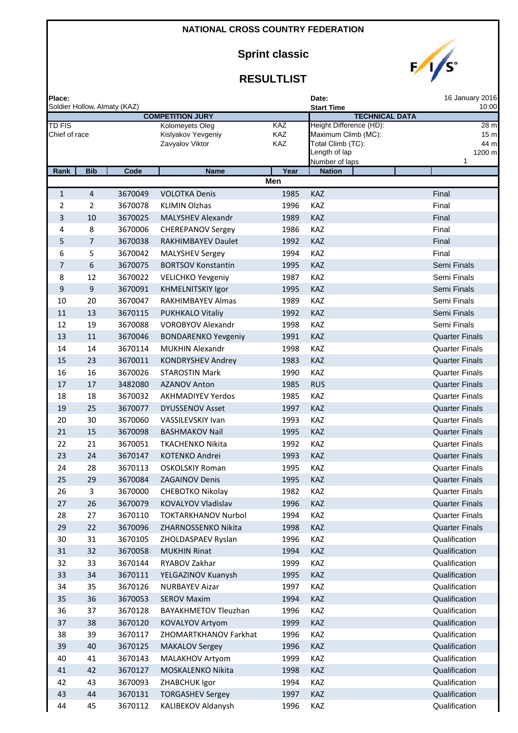# NATIONAL CROSS COUNTRY FEDERATION

## Sprint classic

## RESULTLIST

**Place:** Soldier Hollow, Almaty (KAZ)

**Date:** 16 January 2016

**Start Time** 10:00

| COMPETITION JURY | | | TECHNICAL DATA | |
|---|---|---|---|---|
| TD FIS | Kolomeyets Oleg | KAZ | Height Difference (HD): | 28 m |
| Chief of race | Kislyakov Yevgeniy | KAZ | Maximum Climb (MC): | 15 m |
| | Zavyalov Viktor | KAZ | Total Climb (TC): | 44 m |
| | | | Length of lap | 1200 m |
| | | | Number of laps | 1 |

**Men**

| Rank | Bib | Code | Name | Year | Nation | |
|---|---|---|---|---|---|---|
| 1 | 4 | 3670049 | VOLOTKA Denis | 1985 | KAZ | Final |
| 2 | 2 | 3670078 | KLIMIN Olzhas | 1996 | KAZ | Final |
| 3 | 10 | 3670025 | MALYSHEV Alexandr | 1989 | KAZ | Final |
| 4 | 8 | 3670006 | CHEREPANOV Sergey | 1986 | KAZ | Final |
| 5 | 7 | 3670038 | RAKHIMBAYEV Daulet | 1992 | KAZ | Final |
| 6 | 5 | 3670042 | MALYSHEV Sergey | 1994 | KAZ | Final |
| 7 | 6 | 3670075 | BORTSOV Konstantin | 1995 | KAZ | Semi Finals |
| 8 | 12 | 3670022 | VELICHKO Yevgeniy | 1987 | KAZ | Semi Finals |
| 9 | 9 | 3670091 | KHMELNITSKIY Igor | 1995 | KAZ | Semi Finals |
| 10 | 20 | 3670047 | RAKHIMBAYEV Almas | 1989 | KAZ | Semi Finals |
| 11 | 13 | 3670115 | PUKHKALO Vitaliy | 1992 | KAZ | Semi Finals |
| 12 | 19 | 3670088 | VOROBYOV Alexandr | 1998 | KAZ | Semi Finals |
| 13 | 11 | 3670046 | BONDARENKO Yevgeniy | 1991 | KAZ | Quarter Finals |
| 14 | 14 | 3670114 | MUKHIN Alexandr | 1998 | KAZ | Quarter Finals |
| 15 | 23 | 3670011 | KONDRYSHEV Andrey | 1983 | KAZ | Quarter Finals |
| 16 | 16 | 3670026 | STAROSTIN Mark | 1990 | KAZ | Quarter Finals |
| 17 | 17 | 3482080 | AZANOV Anton | 1985 | RUS | Quarter Finals |
| 18 | 18 | 3670032 | AKHMADIYEV Yerdos | 1985 | KAZ | Quarter Finals |
| 19 | 25 | 3670077 | DYUSSENOV Asset | 1997 | KAZ | Quarter Finals |
| 20 | 30 | 3670060 | VASSILEVSKIY Ivan | 1993 | KAZ | Quarter Finals |
| 21 | 15 | 3670098 | BASHMAKOV Nail | 1995 | KAZ | Quarter Finals |
| 22 | 21 | 3670051 | TKACHENKO Nikita | 1992 | KAZ | Quarter Finals |
| 23 | 24 | 3670147 | KOTENKO Andrei | 1993 | KAZ | Quarter Finals |
| 24 | 28 | 3670113 | OSKOLSKIY Roman | 1995 | KAZ | Quarter Finals |
| 25 | 29 | 3670084 | ZAGAINOV Denis | 1995 | KAZ | Quarter Finals |
| 26 | 3 | 3670000 | CHEBOTKO Nikolay | 1982 | KAZ | Quarter Finals |
| 27 | 26 | 3670079 | KOVALYOV Vladislav | 1996 | KAZ | Quarter Finals |
| 28 | 27 | 3670110 | TOKTARKHANOV Nurbol | 1994 | KAZ | Quarter Finals |
| 29 | 22 | 3670096 | ZHARNOSSENKO Nikita | 1998 | KAZ | Quarter Finals |
| 30 | 31 | 3670105 | ZHOLDASPAEV Ryslan | 1996 | KAZ | Qualification |
| 31 | 32 | 3670058 | MUKHIN Rinat | 1994 | KAZ | Qualification |
| 32 | 33 | 3670144 | RYABOV Zakhar | 1999 | KAZ | Qualification |
| 33 | 34 | 3670111 | YELGAZINOV Kuanysh | 1995 | KAZ | Qualification |
| 34 | 35 | 3670126 | NURBAYEV Aizar | 1997 | KAZ | Qualification |
| 35 | 36 | 3670053 | SEROV Maxim | 1994 | KAZ | Qualification |
| 36 | 37 | 3670128 | BAYAKHMETOV Tleuzhan | 1996 | KAZ | Qualification |
| 37 | 38 | 3670120 | KOVALYOV Artyom | 1999 | KAZ | Qualification |
| 38 | 39 | 3670117 | ZHOMARTKHANOV Farkhat | 1996 | KAZ | Qualification |
| 39 | 40 | 3670125 | MAKALOV Sergey | 1996 | KAZ | Qualification |
| 40 | 41 | 3670143 | MALAKHOV Artyom | 1999 | KAZ | Qualification |
| 41 | 42 | 3670127 | MOSKALENKO Nikita | 1998 | KAZ | Qualification |
| 42 | 43 | 3670093 | ZHABCHUK Igor | 1994 | KAZ | Qualification |
| 43 | 44 | 3670131 | TORGASHEV Sergey | 1997 | KAZ | Qualification |
| 44 | 45 | 3670112 | KALIBEKOV Aldanysh | 1996 | KAZ | Qualification |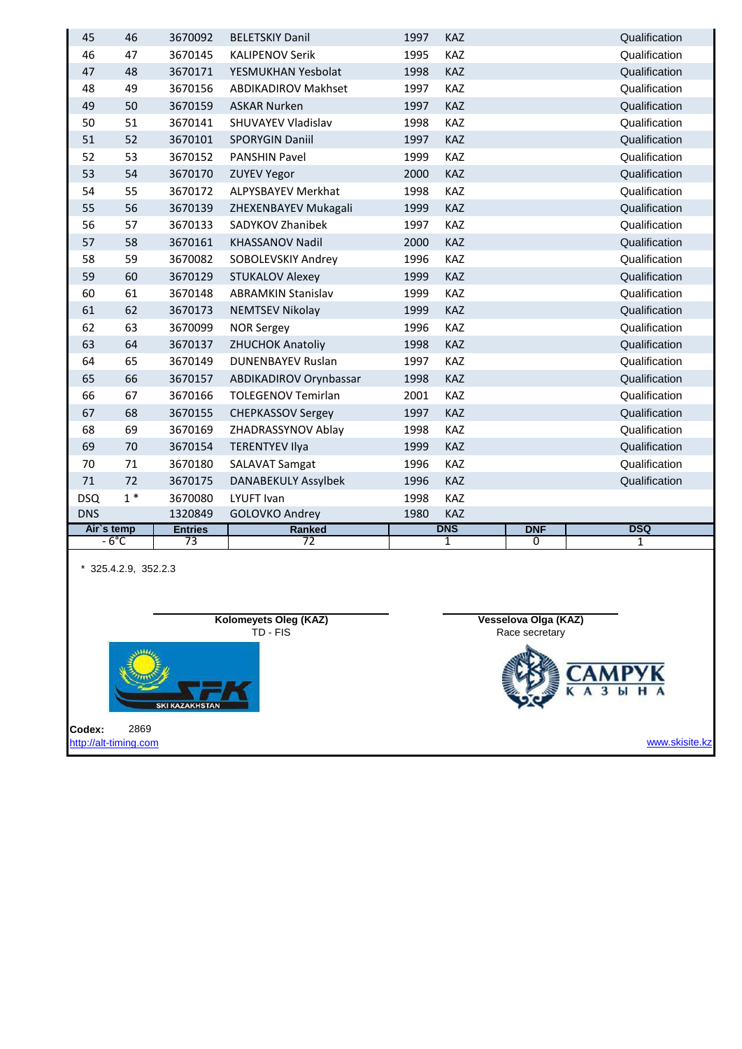| | | | | | | | |
|---|---|---|---|---|---|---|---|
| 45 | 46 | 3670092 | BELETSKIY Danil | 1997 | KAZ | | Qualification |
| 46 | 47 | 3670145 | KALIPENOV Serik | 1995 | KAZ | | Qualification |
| 47 | 48 | 3670171 | YESMUKHAN Yesbolat | 1998 | KAZ | | Qualification |
| 48 | 49 | 3670156 | ABDIKADIROV Makhset | 1997 | KAZ | | Qualification |
| 49 | 50 | 3670159 | ASKAR Nurken | 1997 | KAZ | | Qualification |
| 50 | 51 | 3670141 | SHUVAYEV Vladislav | 1998 | KAZ | | Qualification |
| 51 | 52 | 3670101 | SPORYGIN Daniil | 1997 | KAZ | | Qualification |
| 52 | 53 | 3670152 | PANSHIN Pavel | 1999 | KAZ | | Qualification |
| 53 | 54 | 3670170 | ZUYEV Yegor | 2000 | KAZ | | Qualification |
| 54 | 55 | 3670172 | ALPYSBAYEV Merkhat | 1998 | KAZ | | Qualification |
| 55 | 56 | 3670139 | ZHEXENBAYEV Mukagali | 1999 | KAZ | | Qualification |
| 56 | 57 | 3670133 | SADYKOV Zhanibek | 1997 | KAZ | | Qualification |
| 57 | 58 | 3670161 | KHASSANOV Nadil | 2000 | KAZ | | Qualification |
| 58 | 59 | 3670082 | SOBOLEVSKIY Andrey | 1996 | KAZ | | Qualification |
| 59 | 60 | 3670129 | STUKALOV Alexey | 1999 | KAZ | | Qualification |
| 60 | 61 | 3670148 | ABRAMKIN Stanislav | 1999 | KAZ | | Qualification |
| 61 | 62 | 3670173 | NEMTSEV Nikolay | 1999 | KAZ | | Qualification |
| 62 | 63 | 3670099 | NOR Sergey | 1996 | KAZ | | Qualification |
| 63 | 64 | 3670137 | ZHUCHOK Anatoliy | 1998 | KAZ | | Qualification |
| 64 | 65 | 3670149 | DUNENBAYEV Ruslan | 1997 | KAZ | | Qualification |
| 65 | 66 | 3670157 | ABDIKADIROV Orynbassar | 1998 | KAZ | | Qualification |
| 66 | 67 | 3670166 | TOLEGENOV Temirlan | 2001 | KAZ | | Qualification |
| 67 | 68 | 3670155 | CHEPKASSOV Sergey | 1997 | KAZ | | Qualification |
| 68 | 69 | 3670169 | ZHADRASSYNOV Ablay | 1998 | KAZ | | Qualification |
| 69 | 70 | 3670154 | TERENTYEV Ilya | 1999 | KAZ | | Qualification |
| 70 | 71 | 3670180 | SALAVAT Samgat | 1996 | KAZ | | Qualification |
| 71 | 72 | 3670175 | DANABEKULY Assylbek | 1996 | KAZ | | Qualification |
| DSQ | 1 * | 3670080 | LYUFT Ivan | 1998 | KAZ | | |
| DNS | | 1320849 | GOLOVKO Andrey | 1980 | KAZ | | |

| Air`s temp | Entries | Ranked | DNS | DNF | DSQ |
|---|---|---|---|---|---|
| - 6°C | 73 | 72 | 1 | 0 | 1 |

\* 325.4.2.9, 352.2.3

**Kolomeyets Oleg (KAZ)**
TD - FIS

**Vesselova Olga (KAZ)**
Race secretary

SKI KAZAKHSTAN

САМРУК КАЗЫНА

**Codex:** 2869

http://alt-timing.com

www.skisite.kz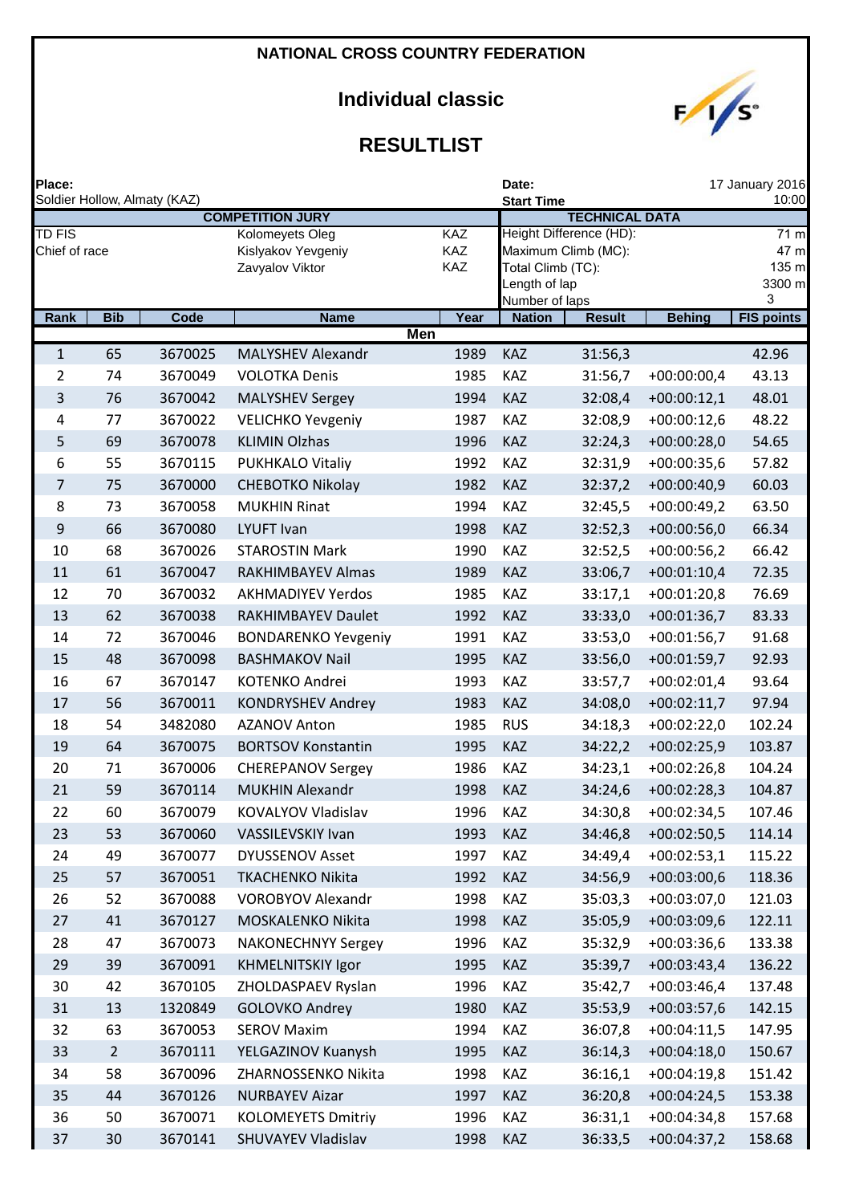**NATIONAL CROSS COUNTRY FEDERATION**

# Individual classic

## RESULTLIST

**Place:** Soldier Hollow, Almaty (KAZ)

**Date:** 17 January 2016

**Start Time** 10:00

| COMPETITION JURY | | |
|---|---|---|
| TD FIS | Kolomeyets Oleg | KAZ |
| Chief of race | Kislyakov Yevgeniy | KAZ |
| | Zavyalov Viktor | KAZ |

| TECHNICAL DATA | |
|---|---|
| Height Difference (HD): | 71 m |
| Maximum Climb (MC): | 47 m |
| Total Climb (TC): | 135 m |
| Length of lap | 3300 m |
| Number of laps | 3 |

**Men**

| Rank | Bib | Code | Name | Year | Nation | Result | Behing | FIS points |
|---|---|---|---|---|---|---|---|---|
| 1 | 65 | 3670025 | MALYSHEV Alexandr | 1989 | KAZ | 31:56,3 | | 42.96 |
| 2 | 74 | 3670049 | VOLOTKA Denis | 1985 | KAZ | 31:56,7 | +00:00:00,4 | 43.13 |
| 3 | 76 | 3670042 | MALYSHEV Sergey | 1994 | KAZ | 32:08,4 | +00:00:12,1 | 48.01 |
| 4 | 77 | 3670022 | VELICHKO Yevgeniy | 1987 | KAZ | 32:08,9 | +00:00:12,6 | 48.22 |
| 5 | 69 | 3670078 | KLIMIN Olzhas | 1996 | KAZ | 32:24,3 | +00:00:28,0 | 54.65 |
| 6 | 55 | 3670115 | PUKHKALO Vitaliy | 1992 | KAZ | 32:31,9 | +00:00:35,6 | 57.82 |
| 7 | 75 | 3670000 | CHEBOTKO Nikolay | 1982 | KAZ | 32:37,2 | +00:00:40,9 | 60.03 |
| 8 | 73 | 3670058 | MUKHIN Rinat | 1994 | KAZ | 32:45,5 | +00:00:49,2 | 63.50 |
| 9 | 66 | 3670080 | LYUFT Ivan | 1998 | KAZ | 32:52,3 | +00:00:56,0 | 66.34 |
| 10 | 68 | 3670026 | STAROSTIN Mark | 1990 | KAZ | 32:52,5 | +00:00:56,2 | 66.42 |
| 11 | 61 | 3670047 | RAKHIMBAYEV Almas | 1989 | KAZ | 33:06,7 | +00:01:10,4 | 72.35 |
| 12 | 70 | 3670032 | AKHMADIYEV Yerdos | 1985 | KAZ | 33:17,1 | +00:01:20,8 | 76.69 |
| 13 | 62 | 3670038 | RAKHIMBAYEV Daulet | 1992 | KAZ | 33:33,0 | +00:01:36,7 | 83.33 |
| 14 | 72 | 3670046 | BONDARENKO Yevgeniy | 1991 | KAZ | 33:53,0 | +00:01:56,7 | 91.68 |
| 15 | 48 | 3670098 | BASHMAKOV Nail | 1995 | KAZ | 33:56,0 | +00:01:59,7 | 92.93 |
| 16 | 67 | 3670147 | KOTENKO Andrei | 1993 | KAZ | 33:57,7 | +00:02:01,4 | 93.64 |
| 17 | 56 | 3670011 | KONDRYSHEV Andrey | 1983 | KAZ | 34:08,0 | +00:02:11,7 | 97.94 |
| 18 | 54 | 3482080 | AZANOV Anton | 1985 | RUS | 34:18,3 | +00:02:22,0 | 102.24 |
| 19 | 64 | 3670075 | BORTSOV Konstantin | 1995 | KAZ | 34:22,2 | +00:02:25,9 | 103.87 |
| 20 | 71 | 3670006 | CHEREPANOV Sergey | 1986 | KAZ | 34:23,1 | +00:02:26,8 | 104.24 |
| 21 | 59 | 3670114 | MUKHIN Alexandr | 1998 | KAZ | 34:24,6 | +00:02:28,3 | 104.87 |
| 22 | 60 | 3670079 | KOVALYOV Vladislav | 1996 | KAZ | 34:30,8 | +00:02:34,5 | 107.46 |
| 23 | 53 | 3670060 | VASSILEVSKIY Ivan | 1993 | KAZ | 34:46,8 | +00:02:50,5 | 114.14 |
| 24 | 49 | 3670077 | DYUSSENOV Asset | 1997 | KAZ | 34:49,4 | +00:02:53,1 | 115.22 |
| 25 | 57 | 3670051 | TKACHENKO Nikita | 1992 | KAZ | 34:56,9 | +00:03:00,6 | 118.36 |
| 26 | 52 | 3670088 | VOROBYOV Alexandr | 1998 | KAZ | 35:03,3 | +00:03:07,0 | 121.03 |
| 27 | 41 | 3670127 | MOSKALENKO Nikita | 1998 | KAZ | 35:05,9 | +00:03:09,6 | 122.11 |
| 28 | 47 | 3670073 | NAKONECHNYY Sergey | 1996 | KAZ | 35:32,9 | +00:03:36,6 | 133.38 |
| 29 | 39 | 3670091 | KHMELNITSKIY Igor | 1995 | KAZ | 35:39,7 | +00:03:43,4 | 136.22 |
| 30 | 42 | 3670105 | ZHOLDASPAEV Ryslan | 1996 | KAZ | 35:42,7 | +00:03:46,4 | 137.48 |
| 31 | 13 | 1320849 | GOLOVKO Andrey | 1980 | KAZ | 35:53,9 | +00:03:57,6 | 142.15 |
| 32 | 63 | 3670053 | SEROV Maxim | 1994 | KAZ | 36:07,8 | +00:04:11,5 | 147.95 |
| 33 | 2 | 3670111 | YELGAZINOV Kuanysh | 1995 | KAZ | 36:14,3 | +00:04:18,0 | 150.67 |
| 34 | 58 | 3670096 | ZHARNOSSENKO Nikita | 1998 | KAZ | 36:16,1 | +00:04:19,8 | 151.42 |
| 35 | 44 | 3670126 | NURBAYEV Aizar | 1997 | KAZ | 36:20,8 | +00:04:24,5 | 153.38 |
| 36 | 50 | 3670071 | KOLOMEYETS Dmitriy | 1996 | KAZ | 36:31,1 | +00:04:34,8 | 157.68 |
| 37 | 30 | 3670141 | SHUVAYEV Vladislav | 1998 | KAZ | 36:33,5 | +00:04:37,2 | 158.68 |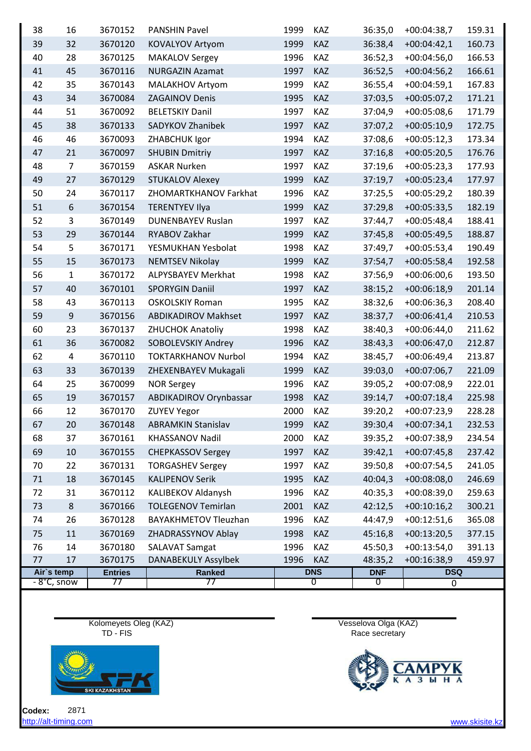| | | | | | | | | |
|---|---|---|---|---|---|---|---|---|
| 38 | 16 | 3670152 | PANSHIN Pavel | 1999 | KAZ | 36:35,0 | +00:04:38,7 | 159.31 |
| 39 | 32 | 3670120 | KOVALYOV Artyom | 1999 | KAZ | 36:38,4 | +00:04:42,1 | 160.73 |
| 40 | 28 | 3670125 | MAKALOV Sergey | 1996 | KAZ | 36:52,3 | +00:04:56,0 | 166.53 |
| 41 | 45 | 3670116 | NURGAZIN Azamat | 1997 | KAZ | 36:52,5 | +00:04:56,2 | 166.61 |
| 42 | 35 | 3670143 | MALAKHOV Artyom | 1999 | KAZ | 36:55,4 | +00:04:59,1 | 167.83 |
| 43 | 34 | 3670084 | ZAGAINOV Denis | 1995 | KAZ | 37:03,5 | +00:05:07,2 | 171.21 |
| 44 | 51 | 3670092 | BELETSKIY Danil | 1997 | KAZ | 37:04,9 | +00:05:08,6 | 171.79 |
| 45 | 38 | 3670133 | SADYKOV Zhanibek | 1997 | KAZ | 37:07,2 | +00:05:10,9 | 172.75 |
| 46 | 46 | 3670093 | ZHABCHUK Igor | 1994 | KAZ | 37:08,6 | +00:05:12,3 | 173.34 |
| 47 | 21 | 3670097 | SHUBIN Dmitriy | 1997 | KAZ | 37:16,8 | +00:05:20,5 | 176.76 |
| 48 | 7 | 3670159 | ASKAR Nurken | 1997 | KAZ | 37:19,6 | +00:05:23,3 | 177.93 |
| 49 | 27 | 3670129 | STUKALOV Alexey | 1999 | KAZ | 37:19,7 | +00:05:23,4 | 177.97 |
| 50 | 24 | 3670117 | ZHOMARTKHANOV Farkhat | 1996 | KAZ | 37:25,5 | +00:05:29,2 | 180.39 |
| 51 | 6 | 3670154 | TERENTYEV Ilya | 1999 | KAZ | 37:29,8 | +00:05:33,5 | 182.19 |
| 52 | 3 | 3670149 | DUNENBAYEV Ruslan | 1997 | KAZ | 37:44,7 | +00:05:48,4 | 188.41 |
| 53 | 29 | 3670144 | RYABOV Zakhar | 1999 | KAZ | 37:45,8 | +00:05:49,5 | 188.87 |
| 54 | 5 | 3670171 | YESMUKHAN Yesbolat | 1998 | KAZ | 37:49,7 | +00:05:53,4 | 190.49 |
| 55 | 15 | 3670173 | NEMTSEV Nikolay | 1999 | KAZ | 37:54,7 | +00:05:58,4 | 192.58 |
| 56 | 1 | 3670172 | ALPYSBAYEV Merkhat | 1998 | KAZ | 37:56,9 | +00:06:00,6 | 193.50 |
| 57 | 40 | 3670101 | SPORYGIN Daniil | 1997 | KAZ | 38:15,2 | +00:06:18,9 | 201.14 |
| 58 | 43 | 3670113 | OSKOLSKIY Roman | 1995 | KAZ | 38:32,6 | +00:06:36,3 | 208.40 |
| 59 | 9 | 3670156 | ABDIKADIROV Makhset | 1997 | KAZ | 38:37,7 | +00:06:41,4 | 210.53 |
| 60 | 23 | 3670137 | ZHUCHOK Anatoliy | 1998 | KAZ | 38:40,3 | +00:06:44,0 | 211.62 |
| 61 | 36 | 3670082 | SOBOLEVSKIY Andrey | 1996 | KAZ | 38:43,3 | +00:06:47,0 | 212.87 |
| 62 | 4 | 3670110 | TOKTARKHANOV Nurbol | 1994 | KAZ | 38:45,7 | +00:06:49,4 | 213.87 |
| 63 | 33 | 3670139 | ZHEXENBAYEV Mukagali | 1999 | KAZ | 39:03,0 | +00:07:06,7 | 221.09 |
| 64 | 25 | 3670099 | NOR Sergey | 1996 | KAZ | 39:05,2 | +00:07:08,9 | 222.01 |
| 65 | 19 | 3670157 | ABDIKADIROV Orynbassar | 1998 | KAZ | 39:14,7 | +00:07:18,4 | 225.98 |
| 66 | 12 | 3670170 | ZUYEV Yegor | 2000 | KAZ | 39:20,2 | +00:07:23,9 | 228.28 |
| 67 | 20 | 3670148 | ABRAMKIN Stanislav | 1999 | KAZ | 39:30,4 | +00:07:34,1 | 232.53 |
| 68 | 37 | 3670161 | KHASSANOV Nadil | 2000 | KAZ | 39:35,2 | +00:07:38,9 | 234.54 |
| 69 | 10 | 3670155 | CHEPKASSOV Sergey | 1997 | KAZ | 39:42,1 | +00:07:45,8 | 237.42 |
| 70 | 22 | 3670131 | TORGASHEV Sergey | 1997 | KAZ | 39:50,8 | +00:07:54,5 | 241.05 |
| 71 | 18 | 3670145 | KALIPENOV Serik | 1995 | KAZ | 40:04,3 | +00:08:08,0 | 246.69 |
| 72 | 31 | 3670112 | KALIBEKOV Aldanysh | 1996 | KAZ | 40:35,3 | +00:08:39,0 | 259.63 |
| 73 | 8 | 3670166 | TOLEGENOV Temirlan | 2001 | KAZ | 42:12,5 | +00:10:16,2 | 300.21 |
| 74 | 26 | 3670128 | BAYAKHMETOV Tleuzhan | 1996 | KAZ | 44:47,9 | +00:12:51,6 | 365.08 |
| 75 | 11 | 3670169 | ZHADRASSYNOV Ablay | 1998 | KAZ | 45:16,8 | +00:13:20,5 | 377.15 |
| 76 | 14 | 3670180 | SALAVAT Samgat | 1996 | KAZ | 45:50,3 | +00:13:54,0 | 391.13 |
| 77 | 17 | 3670175 | DANABEKULY Assylbek | 1996 | KAZ | 48:35,2 | +00:16:38,9 | 459.97 |

| Air`s temp | Entries | Ranked | DNS | DNF | DSQ |
|---|---|---|---|---|---|
| - 8°C, snow | 77 | 77 | 0 | 0 | 0 |

Kolomeyets Oleg (KAZ)
TD - FIS

Vesselova Olga (KAZ)
Race secretary

SKI KAZAKHSTAN

САМРУК КАЗЫНА

**Codex:** 2871

http://alt-timing.com

www.skisite.kz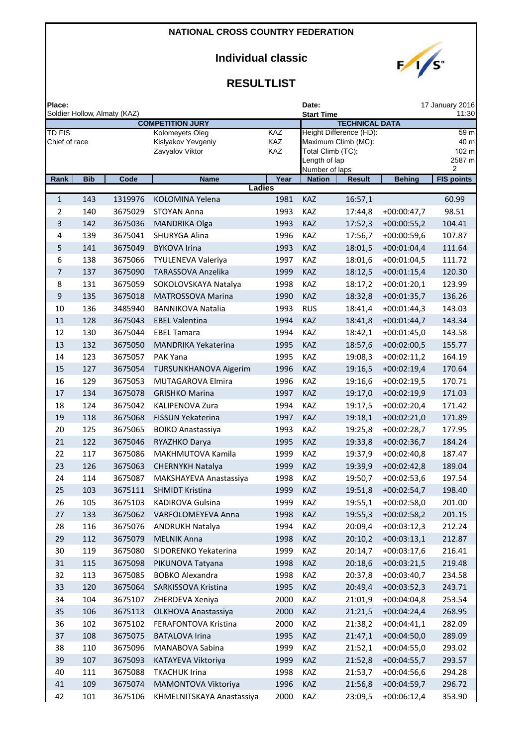**NATIONAL CROSS COUNTRY FEDERATION**

## Individual classic

## RESULTLIST

| Place: | | | Date: | 17 January 2016 |
|---|---|---|---|---|
| Soldier Hollow, Almaty (KAZ) | | | Start Time | 11:30 |

| COMPETITION JURY | | | TECHNICAL DATA | |
|---|---|---|---|---|
| TD FIS | Kolomeyets Oleg | KAZ | Height Difference (HD): | 59 m |
| Chief of race | Kislyakov Yevgeniy | KAZ | Maximum Climb (MC): | 40 m |
| | Zavyalov Viktor | KAZ | Total Climb (TC): | 102 m |
| | | | Length of lap | 2587 m |
| | | | Number of laps | 2 |

| Rank | Bib | Code | Name | Year | Nation | Result | Behing | FIS points |
|---|---|---|---|---|---|---|---|---|
| | | | **Ladies** | | | | | |
| 1 | 143 | 1319976 | KOLOMINA Yelena | 1981 | KAZ | 16:57,1 | | 60.99 |
| 2 | 140 | 3675029 | STOYAN Anna | 1993 | KAZ | 17:44,8 | +00:00:47,7 | 98.51 |
| 3 | 142 | 3675036 | MANDRIKA Olga | 1993 | KAZ | 17:52,3 | +00:00:55,2 | 104.41 |
| 4 | 139 | 3675041 | SHURYGA Alina | 1996 | KAZ | 17:56,7 | +00:00:59,6 | 107.87 |
| 5 | 141 | 3675049 | BYKOVA Irina | 1993 | KAZ | 18:01,5 | +00:01:04,4 | 111.64 |
| 6 | 138 | 3675066 | TYULENEVA Valeriya | 1997 | KAZ | 18:01,6 | +00:01:04,5 | 111.72 |
| 7 | 137 | 3675090 | TARASSOVA Anzelika | 1999 | KAZ | 18:12,5 | +00:01:15,4 | 120.30 |
| 8 | 131 | 3675059 | SOKOLOVSKAYA Natalya | 1998 | KAZ | 18:17,2 | +00:01:20,1 | 123.99 |
| 9 | 135 | 3675018 | MATROSSOVA Marina | 1990 | KAZ | 18:32,8 | +00:01:35,7 | 136.26 |
| 10 | 136 | 3485940 | BANNIKOVA Natalia | 1993 | RUS | 18:41,4 | +00:01:44,3 | 143.03 |
| 11 | 128 | 3675043 | EBEL Valentina | 1994 | KAZ | 18:41,8 | +00:01:44,7 | 143.34 |
| 12 | 130 | 3675044 | EBEL Tamara | 1994 | KAZ | 18:42,1 | +00:01:45,0 | 143.58 |
| 13 | 132 | 3675050 | MANDRIKA Yekaterina | 1995 | KAZ | 18:57,6 | +00:02:00,5 | 155.77 |
| 14 | 123 | 3675057 | PAK Yana | 1995 | KAZ | 19:08,3 | +00:02:11,2 | 164.19 |
| 15 | 127 | 3675054 | TURSUNKHANOVA Aigerim | 1996 | KAZ | 19:16,5 | +00:02:19,4 | 170.64 |
| 16 | 129 | 3675053 | MUTAGAROVA Elmira | 1996 | KAZ | 19:16,6 | +00:02:19,5 | 170.71 |
| 17 | 134 | 3675078 | GRISHKO Marina | 1997 | KAZ | 19:17,0 | +00:02:19,9 | 171.03 |
| 18 | 124 | 3675042 | KALIPENOVA Zura | 1994 | KAZ | 19:17,5 | +00:02:20,4 | 171.42 |
| 19 | 118 | 3675068 | FISSUN Yekaterina | 1997 | KAZ | 19:18,1 | +00:02:21,0 | 171.89 |
| 20 | 125 | 3675065 | BOIKO Anastassiya | 1993 | KAZ | 19:25,8 | +00:02:28,7 | 177.95 |
| 21 | 122 | 3675046 | RYAZHKO Darya | 1995 | KAZ | 19:33,8 | +00:02:36,7 | 184.24 |
| 22 | 117 | 3675086 | MAKHMUTOVA Kamila | 1999 | KAZ | 19:37,9 | +00:02:40,8 | 187.47 |
| 23 | 126 | 3675063 | CHERNYKH Natalya | 1999 | KAZ | 19:39,9 | +00:02:42,8 | 189.04 |
| 24 | 114 | 3675087 | MAKSHAYEVA Anastassiya | 1998 | KAZ | 19:50,7 | +00:02:53,6 | 197.54 |
| 25 | 103 | 3675111 | SHMIDT Kristina | 1999 | KAZ | 19:51,8 | +00:02:54,7 | 198.40 |
| 26 | 105 | 3675103 | KADIROVA Gulsina | 1999 | KAZ | 19:55,1 | +00:02:58,0 | 201.00 |
| 27 | 133 | 3675062 | VARFOLOMEYEVA Anna | 1998 | KAZ | 19:55,3 | +00:02:58,2 | 201.15 |
| 28 | 116 | 3675076 | ANDRUKH Natalya | 1994 | KAZ | 20:09,4 | +00:03:12,3 | 212.24 |
| 29 | 112 | 3675079 | MELNIK Anna | 1998 | KAZ | 20:10,2 | +00:03:13,1 | 212.87 |
| 30 | 119 | 3675080 | SIDORENKO Yekaterina | 1999 | KAZ | 20:14,7 | +00:03:17,6 | 216.41 |
| 31 | 115 | 3675098 | PIKUNOVA Tatyana | 1998 | KAZ | 20:18,6 | +00:03:21,5 | 219.48 |
| 32 | 113 | 3675085 | BOBKO Alexandra | 1998 | KAZ | 20:37,8 | +00:03:40,7 | 234.58 |
| 33 | 120 | 3675064 | SARKISSOVA Kristina | 1995 | KAZ | 20:49,4 | +00:03:52,3 | 243.71 |
| 34 | 104 | 3675107 | ZHERDEVA Xeniya | 2000 | KAZ | 21:01,9 | +00:04:04,8 | 253.54 |
| 35 | 106 | 3675113 | OLKHOVA Anastassiya | 2000 | KAZ | 21:21,5 | +00:04:24,4 | 268.95 |
| 36 | 102 | 3675102 | FERAFONTOVA Kristina | 2000 | KAZ | 21:38,2 | +00:04:41,1 | 282.09 |
| 37 | 108 | 3675075 | BATALOVA Irina | 1995 | KAZ | 21:47,1 | +00:04:50,0 | 289.09 |
| 38 | 110 | 3675096 | MANABOVA Sabina | 1999 | KAZ | 21:52,1 | +00:04:55,0 | 293.02 |
| 39 | 107 | 3675093 | KATAYEVA Viktoriya | 1999 | KAZ | 21:52,8 | +00:04:55,7 | 293.57 |
| 40 | 111 | 3675088 | TKACHUK Irina | 1998 | KAZ | 21:53,7 | +00:04:56,6 | 294.28 |
| 41 | 109 | 3675074 | MAMONTOVA Viktoriya | 1996 | KAZ | 21:56,8 | +00:04:59,7 | 296.72 |
| 42 | 101 | 3675106 | KHMELNITSKAYA Anastassiya | 2000 | KAZ | 23:09,5 | +00:06:12,4 | 353.90 |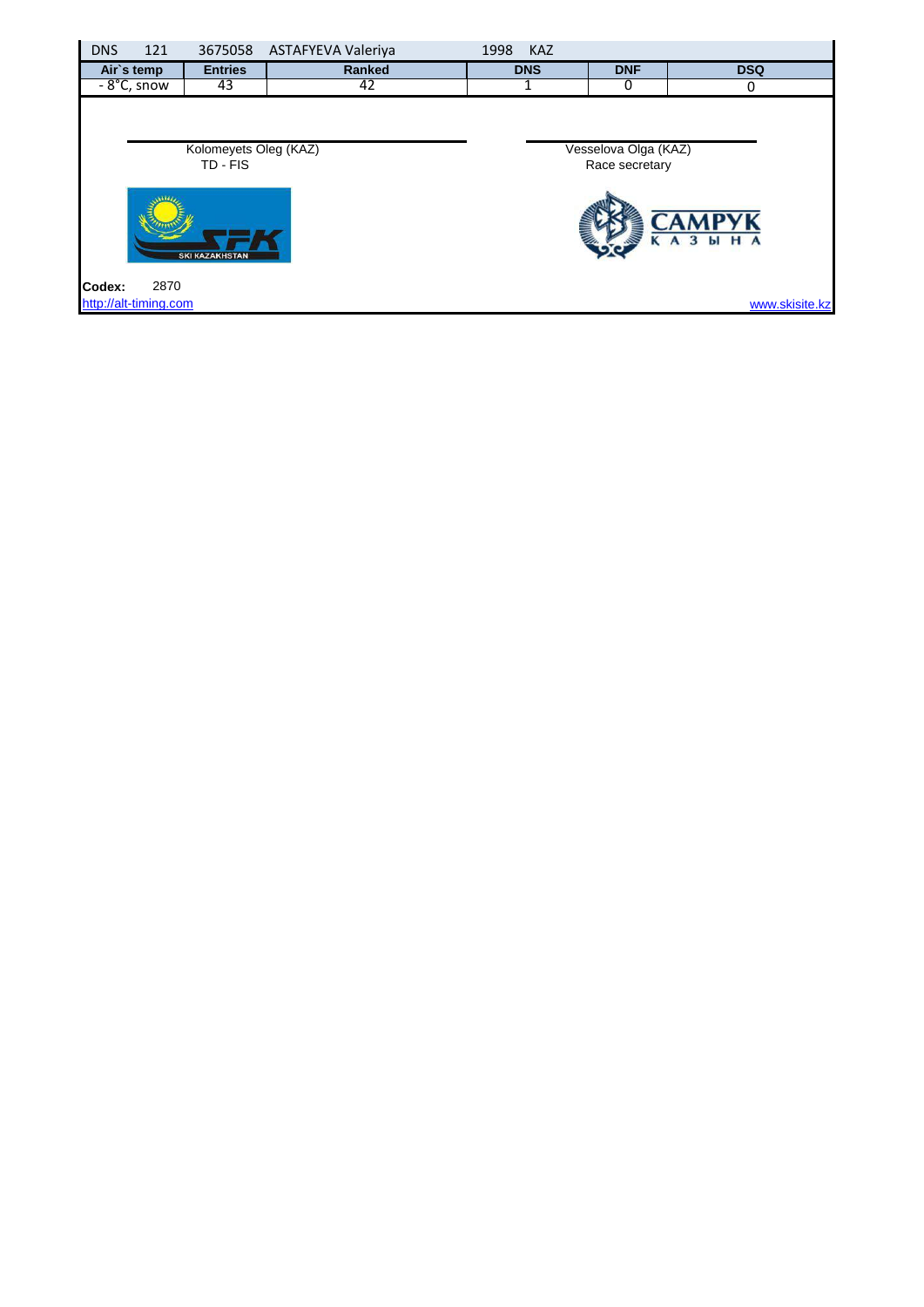| DNS | 121 | 3675058 | ASTAFYEVA Valeriya | 1998 | KAZ |
|---|---|---|---|---|---|

| Air`s temp | Entries | Ranked | DNS | DNF | DSQ |
|---|---|---|---|---|---|
| - 8°C, snow | 43 | 42 | 1 | 0 | 0 |

Kolomeyets Oleg (KAZ)
TD - FIS

Vesselova Olga (KAZ)
Race secretary

**Codex:** 2870

http://alt-timing.com

www.skisite.kz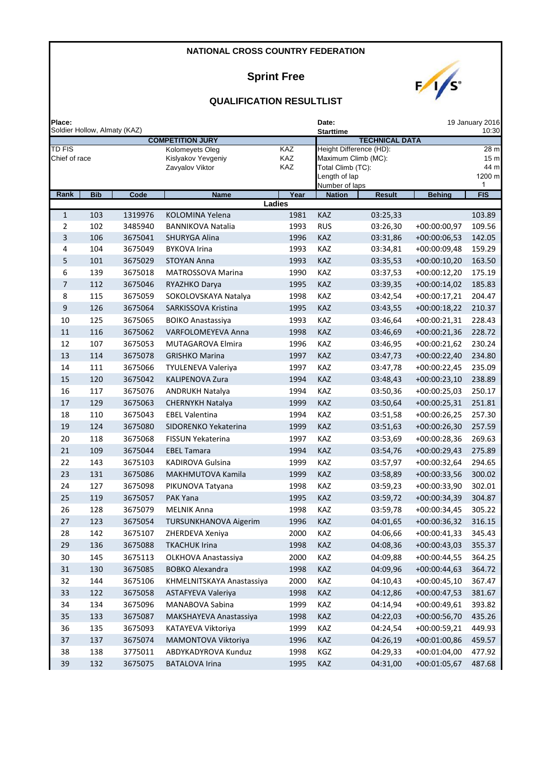# NATIONAL CROSS COUNTRY FEDERATION

## Sprint Free

### QUALIFICATION RESULTLIST

**Place:** Soldier Hollow, Almaty (KAZ)

**Date:** 19 January 2016

**Starttime** 10:30

| COMPETITION JURY | | | TECHNICAL DATA | |
|---|---|---|---|---|
| TD FIS | Kolomeyets Oleg | KAZ | Height Difference (HD): | 28 m |
| Chief of race | Kislyakov Yevgeniy | KAZ | Maximum Climb (MC): | 15 m |
| | Zavyalov Viktor | KAZ | Total Climb (TC): | 44 m |
| | | | Length of lap | 1200 m |
| | | | Number of laps | 1 |

**Ladies**

| Rank | Bib | Code | Name | Year | Nation | Result | Behing | FIS |
|---|---|---|---|---|---|---|---|---|
| 1 | 103 | 1319976 | KOLOMINA Yelena | 1981 | KAZ | 03:25,33 | | 103.89 |
| 2 | 102 | 3485940 | BANNIKOVA Natalia | 1993 | RUS | 03:26,30 | +00:00:00,97 | 109.56 |
| 3 | 106 | 3675041 | SHURYGA Alina | 1996 | KAZ | 03:31,86 | +00:00:06,53 | 142.05 |
| 4 | 104 | 3675049 | BYKOVA Irina | 1993 | KAZ | 03:34,81 | +00:00:09,48 | 159.29 |
| 5 | 101 | 3675029 | STOYAN Anna | 1993 | KAZ | 03:35,53 | +00:00:10,20 | 163.50 |
| 6 | 139 | 3675018 | MATROSSOVA Marina | 1990 | KAZ | 03:37,53 | +00:00:12,20 | 175.19 |
| 7 | 112 | 3675046 | RYAZHKO Darya | 1995 | KAZ | 03:39,35 | +00:00:14,02 | 185.83 |
| 8 | 115 | 3675059 | SOKOLOVSKAYA Natalya | 1998 | KAZ | 03:42,54 | +00:00:17,21 | 204.47 |
| 9 | 126 | 3675064 | SARKISSOVA Kristina | 1995 | KAZ | 03:43,55 | +00:00:18,22 | 210.37 |
| 10 | 125 | 3675065 | BOIKO Anastassiya | 1993 | KAZ | 03:46,64 | +00:00:21,31 | 228.43 |
| 11 | 116 | 3675062 | VARFOLOMEYEVA Anna | 1998 | KAZ | 03:46,69 | +00:00:21,36 | 228.72 |
| 12 | 107 | 3675053 | MUTAGAROVA Elmira | 1996 | KAZ | 03:46,95 | +00:00:21,62 | 230.24 |
| 13 | 114 | 3675078 | GRISHKO Marina | 1997 | KAZ | 03:47,73 | +00:00:22,40 | 234.80 |
| 14 | 111 | 3675066 | TYULENEVA Valeriya | 1997 | KAZ | 03:47,78 | +00:00:22,45 | 235.09 |
| 15 | 120 | 3675042 | KALIPENOVA Zura | 1994 | KAZ | 03:48,43 | +00:00:23,10 | 238.89 |
| 16 | 117 | 3675076 | ANDRUKH Natalya | 1994 | KAZ | 03:50,36 | +00:00:25,03 | 250.17 |
| 17 | 129 | 3675063 | CHERNYKH Natalya | 1999 | KAZ | 03:50,64 | +00:00:25,31 | 251.81 |
| 18 | 110 | 3675043 | EBEL Valentina | 1994 | KAZ | 03:51,58 | +00:00:26,25 | 257.30 |
| 19 | 124 | 3675080 | SIDORENKO Yekaterina | 1999 | KAZ | 03:51,63 | +00:00:26,30 | 257.59 |
| 20 | 118 | 3675068 | FISSUN Yekaterina | 1997 | KAZ | 03:53,69 | +00:00:28,36 | 269.63 |
| 21 | 109 | 3675044 | EBEL Tamara | 1994 | KAZ | 03:54,76 | +00:00:29,43 | 275.89 |
| 22 | 143 | 3675103 | KADIROVA Gulsina | 1999 | KAZ | 03:57,97 | +00:00:32,64 | 294.65 |
| 23 | 131 | 3675086 | MAKHMUTOVA Kamila | 1999 | KAZ | 03:58,89 | +00:00:33,56 | 300.02 |
| 24 | 127 | 3675098 | PIKUNOVA Tatyana | 1998 | KAZ | 03:59,23 | +00:00:33,90 | 302.01 |
| 25 | 119 | 3675057 | PAK Yana | 1995 | KAZ | 03:59,72 | +00:00:34,39 | 304.87 |
| 26 | 128 | 3675079 | MELNIK Anna | 1998 | KAZ | 03:59,78 | +00:00:34,45 | 305.22 |
| 27 | 123 | 3675054 | TURSUNKHANOVA Aigerim | 1996 | KAZ | 04:01,65 | +00:00:36,32 | 316.15 |
| 28 | 142 | 3675107 | ZHERDEVA Xeniya | 2000 | KAZ | 04:06,66 | +00:00:41,33 | 345.43 |
| 29 | 136 | 3675088 | TKACHUK Irina | 1998 | KAZ | 04:08,36 | +00:00:43,03 | 355.37 |
| 30 | 145 | 3675113 | OLKHOVA Anastassiya | 2000 | KAZ | 04:09,88 | +00:00:44,55 | 364.25 |
| 31 | 130 | 3675085 | BOBKO Alexandra | 1998 | KAZ | 04:09,96 | +00:00:44,63 | 364.72 |
| 32 | 144 | 3675106 | KHMELNITSKAYA Anastassiya | 2000 | KAZ | 04:10,43 | +00:00:45,10 | 367.47 |
| 33 | 122 | 3675058 | ASTAFYEVA Valeriya | 1998 | KAZ | 04:12,86 | +00:00:47,53 | 381.67 |
| 34 | 134 | 3675096 | MANABOVA Sabina | 1999 | KAZ | 04:14,94 | +00:00:49,61 | 393.82 |
| 35 | 133 | 3675087 | MAKSHAYEVA Anastassiya | 1998 | KAZ | 04:22,03 | +00:00:56,70 | 435.26 |
| 36 | 135 | 3675093 | KATAYEVA Viktoriya | 1999 | KAZ | 04:24,54 | +00:00:59,21 | 449.93 |
| 37 | 137 | 3675074 | MAMONTOVA Viktoriya | 1996 | KAZ | 04:26,19 | +00:01:00,86 | 459.57 |
| 38 | 138 | 3775011 | ABDYKADYROVA Kunduz | 1998 | KGZ | 04:29,33 | +00:01:04,00 | 477.92 |
| 39 | 132 | 3675075 | BATALOVA Irina | 1995 | KAZ | 04:31,00 | +00:01:05,67 | 487.68 |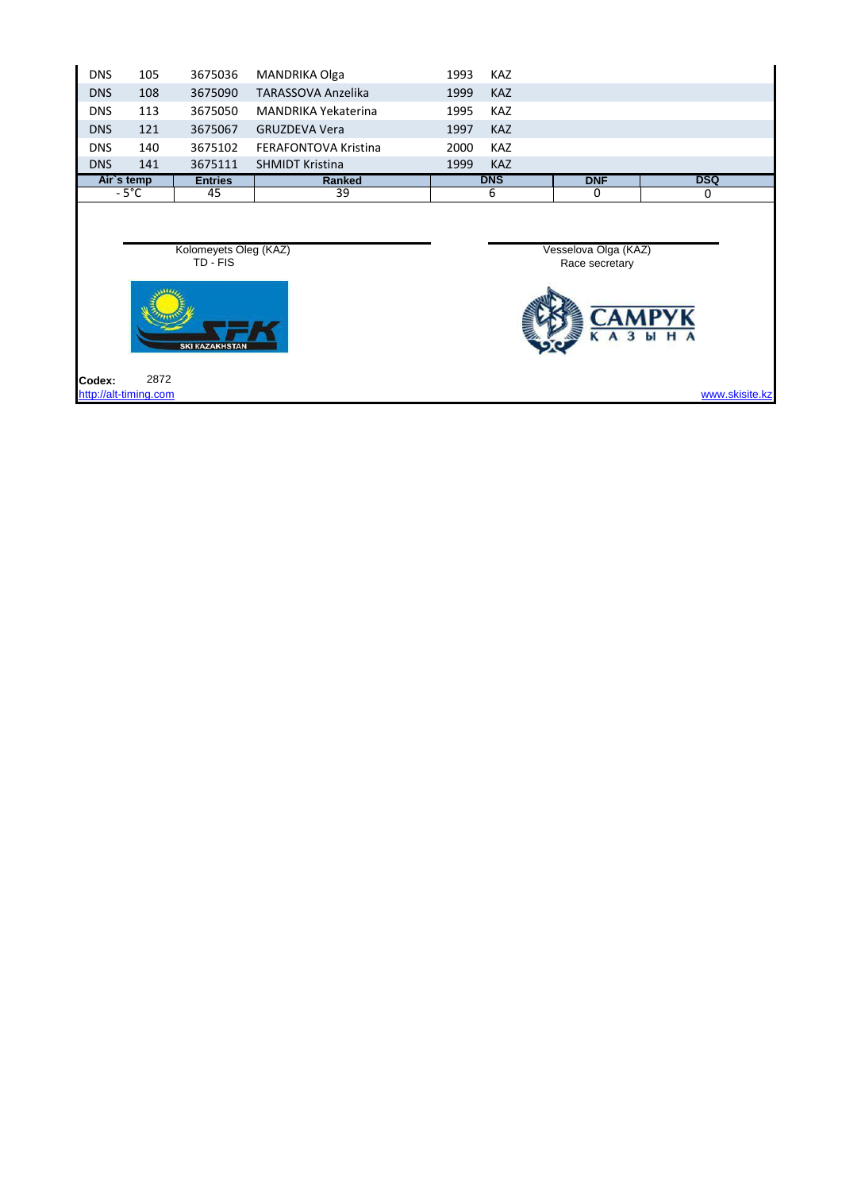| | | | | | |
|---|---|---|---|---|---|
| DNS | 105 | 3675036 | MANDRIKA Olga | 1993 | KAZ |
| DNS | 108 | 3675090 | TARASSOVA Anzelika | 1999 | KAZ |
| DNS | 113 | 3675050 | MANDRIKA Yekaterina | 1995 | KAZ |
| DNS | 121 | 3675067 | GRUZDEVA Vera | 1997 | KAZ |
| DNS | 140 | 3675102 | FERAFONTOVA Kristina | 2000 | KAZ |
| DNS | 141 | 3675111 | SHMIDT Kristina | 1999 | KAZ |

| Air`s temp | Entries | Ranked | DNS | DNF | DSQ |
|---|---|---|---|---|---|
| - 5°C | 45 | 39 | 6 | 0 | 0 |

Kolomeyets Oleg (KAZ)
TD - FIS

Vesselova Olga (KAZ)
Race secretary

**Codex:** 2872

http://alt-timing.com

www.skisite.kz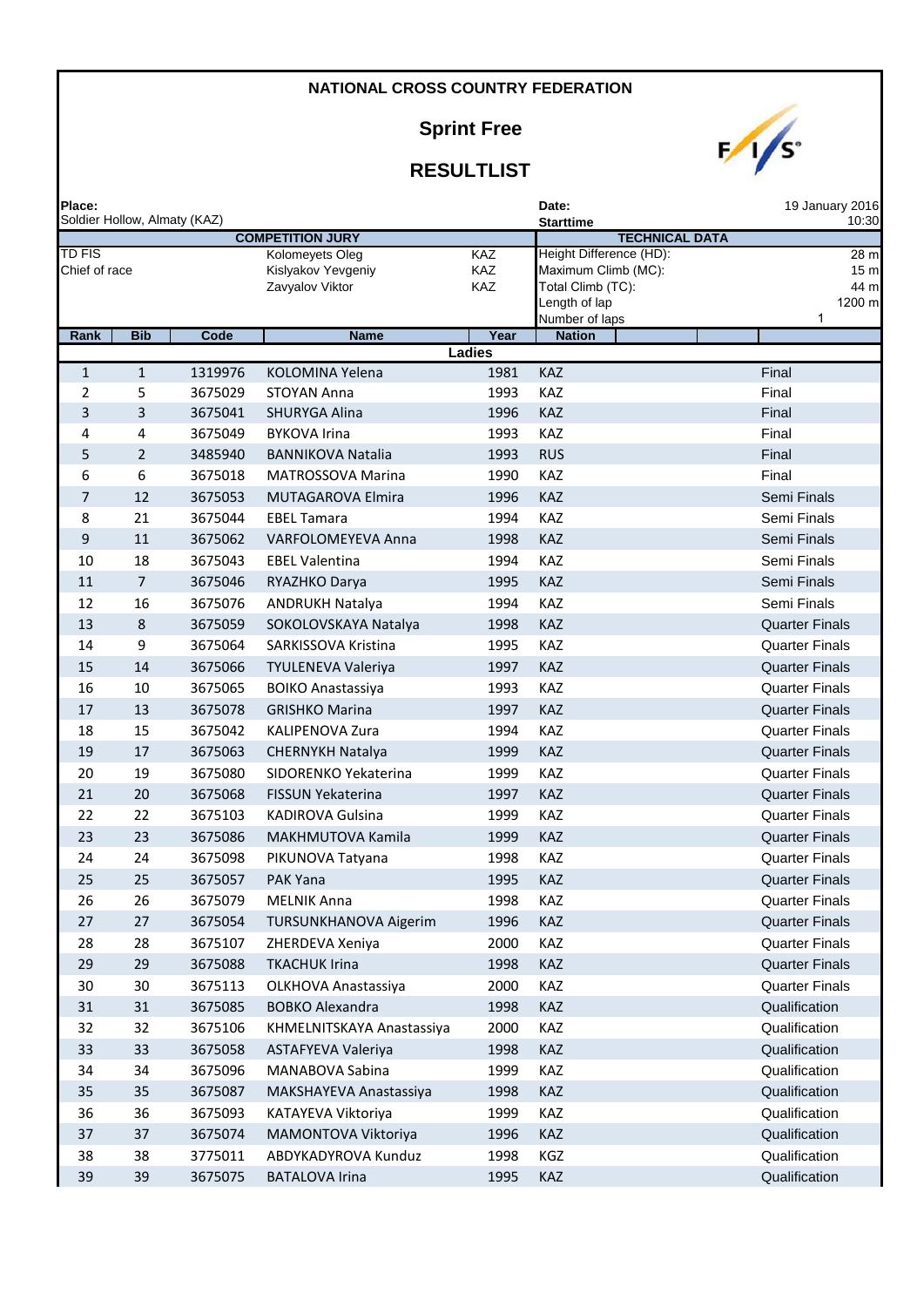# NATIONAL CROSS COUNTRY FEDERATION

## Sprint Free

## RESULTLIST

**Place:** Soldier Hollow, Almaty (KAZ)

**Date:** 19 January 2016
**Starttime** 10:30

| COMPETITION JURY | | |
|---|---|---|
| TD FIS | Kolomeyets Oleg | KAZ |
| Chief of race | Kislyakov Yevgeniy | KAZ |
| | Zavyalov Viktor | KAZ |

| TECHNICAL DATA | |
|---|---|
| Height Difference (HD): | 28 m |
| Maximum Climb (MC): | 15 m |
| Total Climb (TC): | 44 m |
| Length of lap | 1200 m |
| Number of laps | 1 |

**Ladies**

| Rank | Bib | Code | Name | Year | Nation | |
|---|---|---|---|---|---|---|
| 1 | 1 | 1319976 | KOLOMINA Yelena | 1981 | KAZ | Final |
| 2 | 5 | 3675029 | STOYAN Anna | 1993 | KAZ | Final |
| 3 | 3 | 3675041 | SHURYGA Alina | 1996 | KAZ | Final |
| 4 | 4 | 3675049 | BYKOVA Irina | 1993 | KAZ | Final |
| 5 | 2 | 3485940 | BANNIKOVA Natalia | 1993 | RUS | Final |
| 6 | 6 | 3675018 | MATROSSOVA Marina | 1990 | KAZ | Final |
| 7 | 12 | 3675053 | MUTAGAROVA Elmira | 1996 | KAZ | Semi Finals |
| 8 | 21 | 3675044 | EBEL Tamara | 1994 | KAZ | Semi Finals |
| 9 | 11 | 3675062 | VARFOLOMEYEVA Anna | 1998 | KAZ | Semi Finals |
| 10 | 18 | 3675043 | EBEL Valentina | 1994 | KAZ | Semi Finals |
| 11 | 7 | 3675046 | RYAZHKO Darya | 1995 | KAZ | Semi Finals |
| 12 | 16 | 3675076 | ANDRUKH Natalya | 1994 | KAZ | Semi Finals |
| 13 | 8 | 3675059 | SOKOLOVSKAYA Natalya | 1998 | KAZ | Quarter Finals |
| 14 | 9 | 3675064 | SARKISSOVA Kristina | 1995 | KAZ | Quarter Finals |
| 15 | 14 | 3675066 | TYULENEVA Valeriya | 1997 | KAZ | Quarter Finals |
| 16 | 10 | 3675065 | BOIKO Anastassiya | 1993 | KAZ | Quarter Finals |
| 17 | 13 | 3675078 | GRISHKO Marina | 1997 | KAZ | Quarter Finals |
| 18 | 15 | 3675042 | KALIPENOVA Zura | 1994 | KAZ | Quarter Finals |
| 19 | 17 | 3675063 | CHERNYKH Natalya | 1999 | KAZ | Quarter Finals |
| 20 | 19 | 3675080 | SIDORENKO Yekaterina | 1999 | KAZ | Quarter Finals |
| 21 | 20 | 3675068 | FISSUN Yekaterina | 1997 | KAZ | Quarter Finals |
| 22 | 22 | 3675103 | KADIROVA Gulsina | 1999 | KAZ | Quarter Finals |
| 23 | 23 | 3675086 | MAKHMUTOVA Kamila | 1999 | KAZ | Quarter Finals |
| 24 | 24 | 3675098 | PIKUNOVA Tatyana | 1998 | KAZ | Quarter Finals |
| 25 | 25 | 3675057 | PAK Yana | 1995 | KAZ | Quarter Finals |
| 26 | 26 | 3675079 | MELNIK Anna | 1998 | KAZ | Quarter Finals |
| 27 | 27 | 3675054 | TURSUNKHANOVA Aigerim | 1996 | KAZ | Quarter Finals |
| 28 | 28 | 3675107 | ZHERDEVA Xeniya | 2000 | KAZ | Quarter Finals |
| 29 | 29 | 3675088 | TKACHUK Irina | 1998 | KAZ | Quarter Finals |
| 30 | 30 | 3675113 | OLKHOVA Anastassiya | 2000 | KAZ | Quarter Finals |
| 31 | 31 | 3675085 | BOBKO Alexandra | 1998 | KAZ | Qualification |
| 32 | 32 | 3675106 | KHMELNITSKAYA Anastassiya | 2000 | KAZ | Qualification |
| 33 | 33 | 3675058 | ASTAFYEVA Valeriya | 1998 | KAZ | Qualification |
| 34 | 34 | 3675096 | MANABOVA Sabina | 1999 | KAZ | Qualification |
| 35 | 35 | 3675087 | MAKSHAYEVA Anastassiya | 1998 | KAZ | Qualification |
| 36 | 36 | 3675093 | KATAYEVA Viktoriya | 1999 | KAZ | Qualification |
| 37 | 37 | 3675074 | MAMONTOVA Viktoriya | 1996 | KAZ | Qualification |
| 38 | 38 | 3775011 | ABDYKADYROVA Kunduz | 1998 | KGZ | Qualification |
| 39 | 39 | 3675075 | BATALOVA Irina | 1995 | KAZ | Qualification |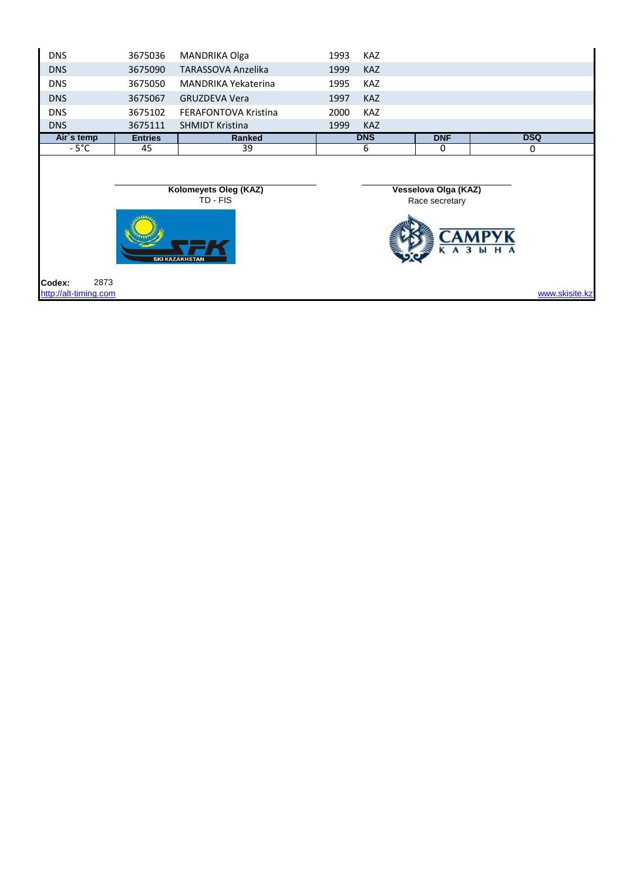| | | | | |
|---|---|---|---|---|
| DNS | 3675036 | MANDRIKA Olga | 1993 | KAZ |
| DNS | 3675090 | TARASSOVA Anzelika | 1999 | KAZ |
| DNS | 3675050 | MANDRIKA Yekaterina | 1995 | KAZ |
| DNS | 3675067 | GRUZDEVA Vera | 1997 | KAZ |
| DNS | 3675102 | FERAFONTOVA Kristina | 2000 | KAZ |
| DNS | 3675111 | SHMIDT Kristina | 1999 | KAZ |

| Air`s temp | Entries | Ranked | DNS | DNF | DSQ |
|---|---|---|---|---|---|
| - 5°C | 45 | 39 | 6 | 0 | 0 |

**Kolomeyets Oleg (KAZ)**
TD - FIS

**Vesselova Olga (KAZ)**
Race secretary

SKI KAZAKHSTAN

САМРУК КАЗЫНА

**Codex:** 2873

http://alt-timing.com

www.skisite.kz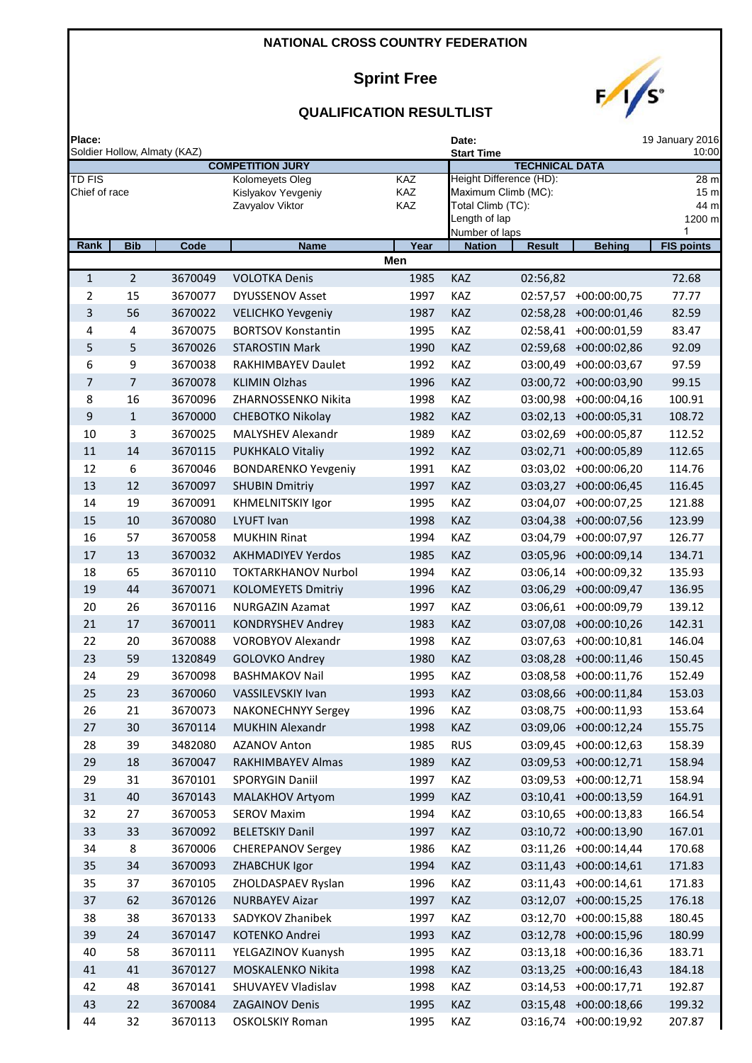**NATIONAL CROSS COUNTRY FEDERATION**

# Sprint Free

## QUALIFICATION RESULTLIST

| Place: | | | Date: | 19 January 2016 |
|---|---|---|---|---|
| Soldier Hollow, Almaty (KAZ) | | | Start Time | 10:00 |

| COMPETITION JURY | | | TECHNICAL DATA | |
|---|---|---|---|---|
| TD FIS | Kolomeyets Oleg | KAZ | Height Difference (HD): | 28 m |
| Chief of race | Kislyakov Yevgeniy | KAZ | Maximum Climb (MC): | 15 m |
| | Zavyalov Viktor | KAZ | Total Climb (TC): | 44 m |
| | | | Length of lap | 1200 m |
| | | | Number of laps | 1 |

| Rank | Bib | Code | Name | Year | Nation | Result | Behing | FIS points |
|---|---|---|---|---|---|---|---|---|
| | | | **Men** | | | | | |
| 1 | 2 | 3670049 | VOLOTKA Denis | 1985 | KAZ | 02:56,82 | | 72.68 |
| 2 | 15 | 3670077 | DYUSSENOV Asset | 1997 | KAZ | 02:57,57 | +00:00:00,75 | 77.77 |
| 3 | 56 | 3670022 | VELICHKO Yevgeniy | 1987 | KAZ | 02:58,28 | +00:00:01,46 | 82.59 |
| 4 | 4 | 3670075 | BORTSOV Konstantin | 1995 | KAZ | 02:58,41 | +00:00:01,59 | 83.47 |
| 5 | 5 | 3670026 | STAROSTIN Mark | 1990 | KAZ | 02:59,68 | +00:00:02,86 | 92.09 |
| 6 | 9 | 3670038 | RAKHIMBAYEV Daulet | 1992 | KAZ | 03:00,49 | +00:00:03,67 | 97.59 |
| 7 | 7 | 3670078 | KLIMIN Olzhas | 1996 | KAZ | 03:00,72 | +00:00:03,90 | 99.15 |
| 8 | 16 | 3670096 | ZHARNOSSENKO Nikita | 1998 | KAZ | 03:00,98 | +00:00:04,16 | 100.91 |
| 9 | 1 | 3670000 | CHEBOTKO Nikolay | 1982 | KAZ | 03:02,13 | +00:00:05,31 | 108.72 |
| 10 | 3 | 3670025 | MALYSHEV Alexandr | 1989 | KAZ | 03:02,69 | +00:00:05,87 | 112.52 |
| 11 | 14 | 3670115 | PUKHKALO Vitaliy | 1992 | KAZ | 03:02,71 | +00:00:05,89 | 112.65 |
| 12 | 6 | 3670046 | BONDARENKO Yevgeniy | 1991 | KAZ | 03:03,02 | +00:00:06,20 | 114.76 |
| 13 | 12 | 3670097 | SHUBIN Dmitriy | 1997 | KAZ | 03:03,27 | +00:00:06,45 | 116.45 |
| 14 | 19 | 3670091 | KHMELNITSKIY Igor | 1995 | KAZ | 03:04,07 | +00:00:07,25 | 121.88 |
| 15 | 10 | 3670080 | LYUFT Ivan | 1998 | KAZ | 03:04,38 | +00:00:07,56 | 123.99 |
| 16 | 57 | 3670058 | MUKHIN Rinat | 1994 | KAZ | 03:04,79 | +00:00:07,97 | 126.77 |
| 17 | 13 | 3670032 | AKHMADIYEV Yerdos | 1985 | KAZ | 03:05,96 | +00:00:09,14 | 134.71 |
| 18 | 65 | 3670110 | TOKTARKHANOV Nurbol | 1994 | KAZ | 03:06,14 | +00:00:09,32 | 135.93 |
| 19 | 44 | 3670071 | KOLOMEYETS Dmitriy | 1996 | KAZ | 03:06,29 | +00:00:09,47 | 136.95 |
| 20 | 26 | 3670116 | NURGAZIN Azamat | 1997 | KAZ | 03:06,61 | +00:00:09,79 | 139.12 |
| 21 | 17 | 3670011 | KONDRYSHEV Andrey | 1983 | KAZ | 03:07,08 | +00:00:10,26 | 142.31 |
| 22 | 20 | 3670088 | VOROBYOV Alexandr | 1998 | KAZ | 03:07,63 | +00:00:10,81 | 146.04 |
| 23 | 59 | 1320849 | GOLOVKO Andrey | 1980 | KAZ | 03:08,28 | +00:00:11,46 | 150.45 |
| 24 | 29 | 3670098 | BASHMAKOV Nail | 1995 | KAZ | 03:08,58 | +00:00:11,76 | 152.49 |
| 25 | 23 | 3670060 | VASSILEVSKIY Ivan | 1993 | KAZ | 03:08,66 | +00:00:11,84 | 153.03 |
| 26 | 21 | 3670073 | NAKONECHNYY Sergey | 1996 | KAZ | 03:08,75 | +00:00:11,93 | 153.64 |
| 27 | 30 | 3670114 | MUKHIN Alexandr | 1998 | KAZ | 03:09,06 | +00:00:12,24 | 155.75 |
| 28 | 39 | 3482080 | AZANOV Anton | 1985 | RUS | 03:09,45 | +00:00:12,63 | 158.39 |
| 29 | 18 | 3670047 | RAKHIMBAYEV Almas | 1989 | KAZ | 03:09,53 | +00:00:12,71 | 158.94 |
| 29 | 31 | 3670101 | SPORYGIN Daniil | 1997 | KAZ | 03:09,53 | +00:00:12,71 | 158.94 |
| 31 | 40 | 3670143 | MALAKHOV Artyom | 1999 | KAZ | 03:10,41 | +00:00:13,59 | 164.91 |
| 32 | 27 | 3670053 | SEROV Maxim | 1994 | KAZ | 03:10,65 | +00:00:13,83 | 166.54 |
| 33 | 33 | 3670092 | BELETSKIY Danil | 1997 | KAZ | 03:10,72 | +00:00:13,90 | 167.01 |
| 34 | 8 | 3670006 | CHEREPANOV Sergey | 1986 | KAZ | 03:11,26 | +00:00:14,44 | 170.68 |
| 35 | 34 | 3670093 | ZHABCHUK Igor | 1994 | KAZ | 03:11,43 | +00:00:14,61 | 171.83 |
| 35 | 37 | 3670105 | ZHOLDASPAEV Ryslan | 1996 | KAZ | 03:11,43 | +00:00:14,61 | 171.83 |
| 37 | 62 | 3670126 | NURBAYEV Aizar | 1997 | KAZ | 03:12,07 | +00:00:15,25 | 176.18 |
| 38 | 38 | 3670133 | SADYKOV Zhanibek | 1997 | KAZ | 03:12,70 | +00:00:15,88 | 180.45 |
| 39 | 24 | 3670147 | KOTENKO Andrei | 1993 | KAZ | 03:12,78 | +00:00:15,96 | 180.99 |
| 40 | 58 | 3670111 | YELGAZINOV Kuanysh | 1995 | KAZ | 03:13,18 | +00:00:16,36 | 183.71 |
| 41 | 41 | 3670127 | MOSKALENKO Nikita | 1998 | KAZ | 03:13,25 | +00:00:16,43 | 184.18 |
| 42 | 48 | 3670141 | SHUVAYEV Vladislav | 1998 | KAZ | 03:14,53 | +00:00:17,71 | 192.87 |
| 43 | 22 | 3670084 | ZAGAINOV Denis | 1995 | KAZ | 03:15,48 | +00:00:18,66 | 199.32 |
| 44 | 32 | 3670113 | OSKOLSKIY Roman | 1995 | KAZ | 03:16,74 | +00:00:19,92 | 207.87 |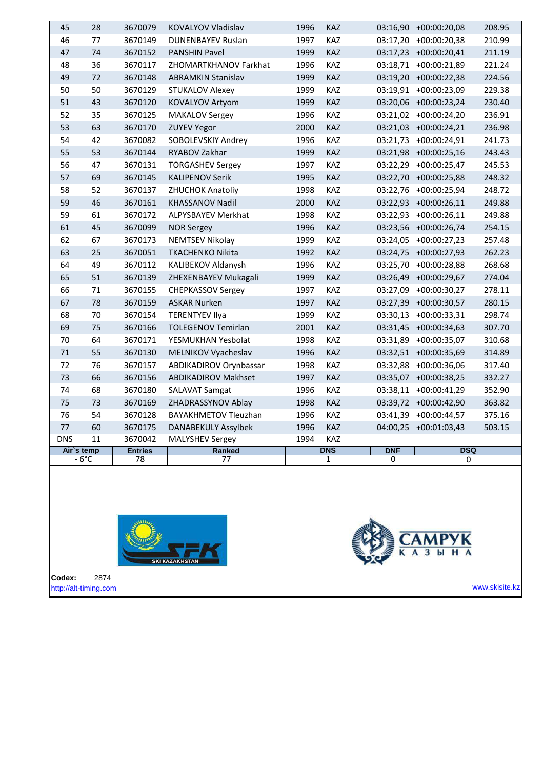| | | | | | | | | |
|---|---|---|---|---|---|---|---|---|
| 45 | 28 | 3670079 | KOVALYOV Vladislav | 1996 | KAZ | 03:16,90 | +00:00:20,08 | 208.95 |
| 46 | 77 | 3670149 | DUNENBAYEV Ruslan | 1997 | KAZ | 03:17,20 | +00:00:20,38 | 210.99 |
| 47 | 74 | 3670152 | PANSHIN Pavel | 1999 | KAZ | 03:17,23 | +00:00:20,41 | 211.19 |
| 48 | 36 | 3670117 | ZHOMARTKHANOV Farkhat | 1996 | KAZ | 03:18,71 | +00:00:21,89 | 221.24 |
| 49 | 72 | 3670148 | ABRAMKIN Stanislav | 1999 | KAZ | 03:19,20 | +00:00:22,38 | 224.56 |
| 50 | 50 | 3670129 | STUKALOV Alexey | 1999 | KAZ | 03:19,91 | +00:00:23,09 | 229.38 |
| 51 | 43 | 3670120 | KOVALYOV Artyom | 1999 | KAZ | 03:20,06 | +00:00:23,24 | 230.40 |
| 52 | 35 | 3670125 | MAKALOV Sergey | 1996 | KAZ | 03:21,02 | +00:00:24,20 | 236.91 |
| 53 | 63 | 3670170 | ZUYEV Yegor | 2000 | KAZ | 03:21,03 | +00:00:24,21 | 236.98 |
| 54 | 42 | 3670082 | SOBOLEVSKIY Andrey | 1996 | KAZ | 03:21,73 | +00:00:24,91 | 241.73 |
| 55 | 53 | 3670144 | RYABOV Zakhar | 1999 | KAZ | 03:21,98 | +00:00:25,16 | 243.43 |
| 56 | 47 | 3670131 | TORGASHEV Sergey | 1997 | KAZ | 03:22,29 | +00:00:25,47 | 245.53 |
| 57 | 69 | 3670145 | KALIPENOV Serik | 1995 | KAZ | 03:22,70 | +00:00:25,88 | 248.32 |
| 58 | 52 | 3670137 | ZHUCHOK Anatoliy | 1998 | KAZ | 03:22,76 | +00:00:25,94 | 248.72 |
| 59 | 46 | 3670161 | KHASSANOV Nadil | 2000 | KAZ | 03:22,93 | +00:00:26,11 | 249.88 |
| 59 | 61 | 3670172 | ALPYSBAYEV Merkhat | 1998 | KAZ | 03:22,93 | +00:00:26,11 | 249.88 |
| 61 | 45 | 3670099 | NOR Sergey | 1996 | KAZ | 03:23,56 | +00:00:26,74 | 254.15 |
| 62 | 67 | 3670173 | NEMTSEV Nikolay | 1999 | KAZ | 03:24,05 | +00:00:27,23 | 257.48 |
| 63 | 25 | 3670051 | TKACHENKO Nikita | 1992 | KAZ | 03:24,75 | +00:00:27,93 | 262.23 |
| 64 | 49 | 3670112 | KALIBEKOV Aldanysh | 1996 | KAZ | 03:25,70 | +00:00:28,88 | 268.68 |
| 65 | 51 | 3670139 | ZHEXENBAYEV Mukagali | 1999 | KAZ | 03:26,49 | +00:00:29,67 | 274.04 |
| 66 | 71 | 3670155 | CHEPKASSOV Sergey | 1997 | KAZ | 03:27,09 | +00:00:30,27 | 278.11 |
| 67 | 78 | 3670159 | ASKAR Nurken | 1997 | KAZ | 03:27,39 | +00:00:30,57 | 280.15 |
| 68 | 70 | 3670154 | TERENTYEV Ilya | 1999 | KAZ | 03:30,13 | +00:00:33,31 | 298.74 |
| 69 | 75 | 3670166 | TOLEGENOV Temirlan | 2001 | KAZ | 03:31,45 | +00:00:34,63 | 307.70 |
| 70 | 64 | 3670171 | YESMUKHAN Yesbolat | 1998 | KAZ | 03:31,89 | +00:00:35,07 | 310.68 |
| 71 | 55 | 3670130 | MELNIKOV Vyacheslav | 1996 | KAZ | 03:32,51 | +00:00:35,69 | 314.89 |
| 72 | 76 | 3670157 | ABDIKADIROV Orynbassar | 1998 | KAZ | 03:32,88 | +00:00:36,06 | 317.40 |
| 73 | 66 | 3670156 | ABDIKADIROV Makhset | 1997 | KAZ | 03:35,07 | +00:00:38,25 | 332.27 |
| 74 | 68 | 3670180 | SALAVAT Samgat | 1996 | KAZ | 03:38,11 | +00:00:41,29 | 352.90 |
| 75 | 73 | 3670169 | ZHADRASSYNOV Ablay | 1998 | KAZ | 03:39,72 | +00:00:42,90 | 363.82 |
| 76 | 54 | 3670128 | BAYAKHMETOV Tleuzhan | 1996 | KAZ | 03:41,39 | +00:00:44,57 | 375.16 |
| 77 | 60 | 3670175 | DANABEKULY Assylbek | 1996 | KAZ | 04:00,25 | +00:01:03,43 | 503.15 |
| DNS | 11 | 3670042 | MALYSHEV Sergey | 1994 | KAZ | | | |

| Air`s temp | Entries | Ranked | DNS | DNF | DSQ |
|---|---|---|---|---|---|
| - 6°C | 78 | 77 | 1 | 0 | 0 |

**Codex:** 2874

http://alt-timing.com

www.skisite.kz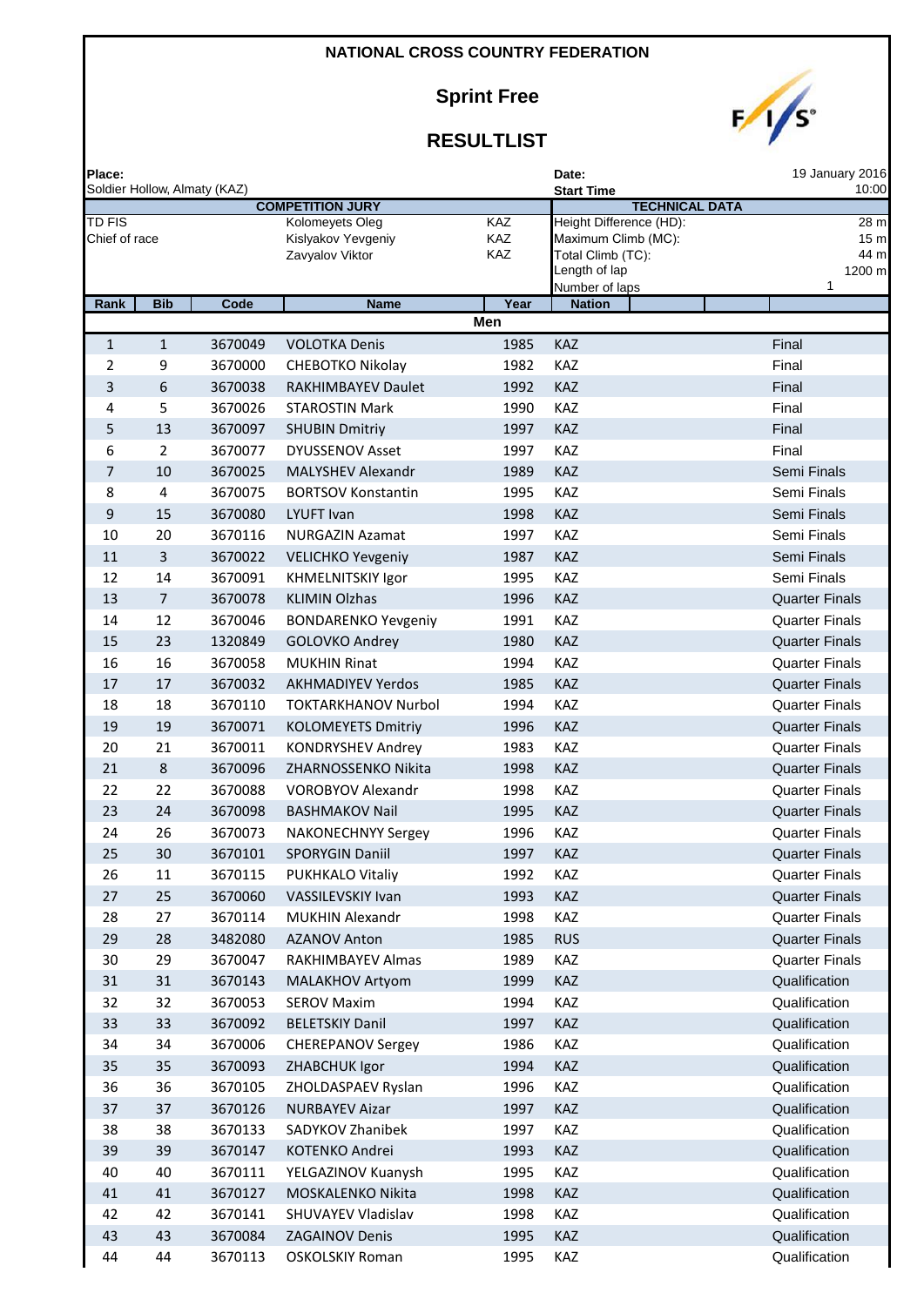**NATIONAL CROSS COUNTRY FEDERATION**

# Sprint Free

## RESULTLIST

| Place: | | Date: | 19 January 2016 |
|---|---|---|---|
| Soldier Hollow, Almaty (KAZ) | | Start Time | 10:00 |

| COMPETITION JURY | | | TECHNICAL DATA | |
|---|---|---|---|---|
| TD FIS | Kolomeyets Oleg | KAZ | Height Difference (HD): | 28 m |
| Chief of race | Kislyakov Yevgeniy | KAZ | Maximum Climb (MC): | 15 m |
| | Zavyalov Viktor | KAZ | Total Climb (TC): | 44 m |
| | | | Length of lap | 1200 m |
| | | | Number of laps | 1 |

**Men**

| Rank | Bib | Code | Name | Year | Nation | |
|---|---|---|---|---|---|---|
| 1 | 1 | 3670049 | VOLOTKA Denis | 1985 | KAZ | Final |
| 2 | 9 | 3670000 | CHEBOTKO Nikolay | 1982 | KAZ | Final |
| 3 | 6 | 3670038 | RAKHIMBAYEV Daulet | 1992 | KAZ | Final |
| 4 | 5 | 3670026 | STAROSTIN Mark | 1990 | KAZ | Final |
| 5 | 13 | 3670097 | SHUBIN Dmitriy | 1997 | KAZ | Final |
| 6 | 2 | 3670077 | DYUSSENOV Asset | 1997 | KAZ | Final |
| 7 | 10 | 3670025 | MALYSHEV Alexandr | 1989 | KAZ | Semi Finals |
| 8 | 4 | 3670075 | BORTSOV Konstantin | 1995 | KAZ | Semi Finals |
| 9 | 15 | 3670080 | LYUFT Ivan | 1998 | KAZ | Semi Finals |
| 10 | 20 | 3670116 | NURGAZIN Azamat | 1997 | KAZ | Semi Finals |
| 11 | 3 | 3670022 | VELICHKO Yevgeniy | 1987 | KAZ | Semi Finals |
| 12 | 14 | 3670091 | KHMELNITSKIY Igor | 1995 | KAZ | Semi Finals |
| 13 | 7 | 3670078 | KLIMIN Olzhas | 1996 | KAZ | Quarter Finals |
| 14 | 12 | 3670046 | BONDARENKO Yevgeniy | 1991 | KAZ | Quarter Finals |
| 15 | 23 | 1320849 | GOLOVKO Andrey | 1980 | KAZ | Quarter Finals |
| 16 | 16 | 3670058 | MUKHIN Rinat | 1994 | KAZ | Quarter Finals |
| 17 | 17 | 3670032 | AKHMADIYEV Yerdos | 1985 | KAZ | Quarter Finals |
| 18 | 18 | 3670110 | TOKTARKHANOV Nurbol | 1994 | KAZ | Quarter Finals |
| 19 | 19 | 3670071 | KOLOMEYETS Dmitriy | 1996 | KAZ | Quarter Finals |
| 20 | 21 | 3670011 | KONDRYSHEV Andrey | 1983 | KAZ | Quarter Finals |
| 21 | 8 | 3670096 | ZHARNOSSENKO Nikita | 1998 | KAZ | Quarter Finals |
| 22 | 22 | 3670088 | VOROBYOV Alexandr | 1998 | KAZ | Quarter Finals |
| 23 | 24 | 3670098 | BASHMAKOV Nail | 1995 | KAZ | Quarter Finals |
| 24 | 26 | 3670073 | NAKONECHNYY Sergey | 1996 | KAZ | Quarter Finals |
| 25 | 30 | 3670101 | SPORYGIN Daniil | 1997 | KAZ | Quarter Finals |
| 26 | 11 | 3670115 | PUKHKALO Vitaliy | 1992 | KAZ | Quarter Finals |
| 27 | 25 | 3670060 | VASSILEVSKIY Ivan | 1993 | KAZ | Quarter Finals |
| 28 | 27 | 3670114 | MUKHIN Alexandr | 1998 | KAZ | Quarter Finals |
| 29 | 28 | 3482080 | AZANOV Anton | 1985 | RUS | Quarter Finals |
| 30 | 29 | 3670047 | RAKHIMBAYEV Almas | 1989 | KAZ | Quarter Finals |
| 31 | 31 | 3670143 | MALAKHOV Artyom | 1999 | KAZ | Qualification |
| 32 | 32 | 3670053 | SEROV Maxim | 1994 | KAZ | Qualification |
| 33 | 33 | 3670092 | BELETSKIY Danil | 1997 | KAZ | Qualification |
| 34 | 34 | 3670006 | CHEREPANOV Sergey | 1986 | KAZ | Qualification |
| 35 | 35 | 3670093 | ZHABCHUK Igor | 1994 | KAZ | Qualification |
| 36 | 36 | 3670105 | ZHOLDASPAEV Ryslan | 1996 | KAZ | Qualification |
| 37 | 37 | 3670126 | NURBAYEV Aizar | 1997 | KAZ | Qualification |
| 38 | 38 | 3670133 | SADYKOV Zhanibek | 1997 | KAZ | Qualification |
| 39 | 39 | 3670147 | KOTENKO Andrei | 1993 | KAZ | Qualification |
| 40 | 40 | 3670111 | YELGAZINOV Kuanysh | 1995 | KAZ | Qualification |
| 41 | 41 | 3670127 | MOSKALENKO Nikita | 1998 | KAZ | Qualification |
| 42 | 42 | 3670141 | SHUVAYEV Vladislav | 1998 | KAZ | Qualification |
| 43 | 43 | 3670084 | ZAGAINOV Denis | 1995 | KAZ | Qualification |
| 44 | 44 | 3670113 | OSKOLSKIY Roman | 1995 | KAZ | Qualification |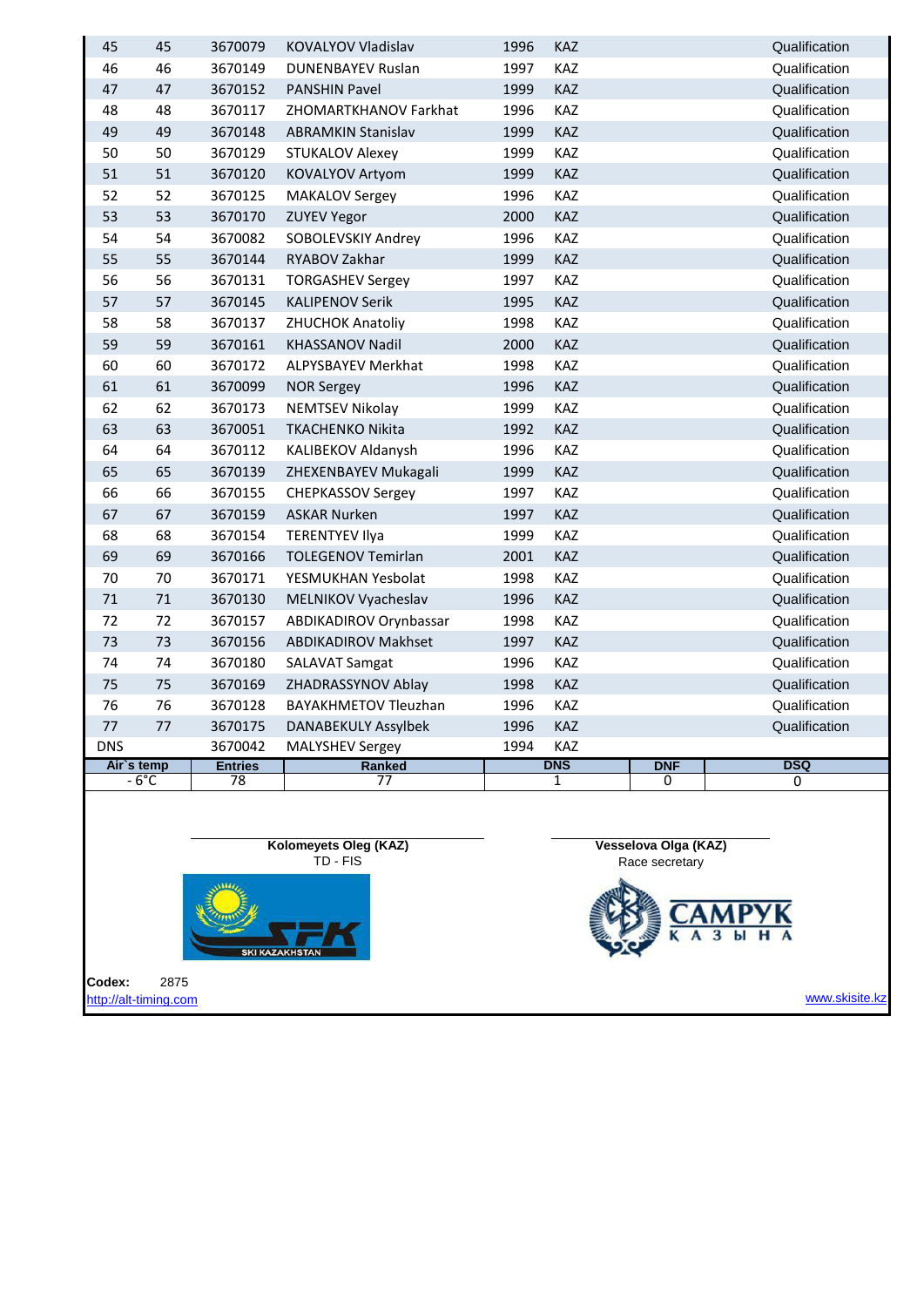| | | | | | | | | |
|---|---|---|---|---|---|---|---|---|
| 45 | 45 | 3670079 | KOVALYOV Vladislav | 1996 | KAZ | | | Qualification |
| 46 | 46 | 3670149 | DUNENBAYEV Ruslan | 1997 | KAZ | | | Qualification |
| 47 | 47 | 3670152 | PANSHIN Pavel | 1999 | KAZ | | | Qualification |
| 48 | 48 | 3670117 | ZHOMARTKHANOV Farkhat | 1996 | KAZ | | | Qualification |
| 49 | 49 | 3670148 | ABRAMKIN Stanislav | 1999 | KAZ | | | Qualification |
| 50 | 50 | 3670129 | STUKALOV Alexey | 1999 | KAZ | | | Qualification |
| 51 | 51 | 3670120 | KOVALYOV Artyom | 1999 | KAZ | | | Qualification |
| 52 | 52 | 3670125 | MAKALOV Sergey | 1996 | KAZ | | | Qualification |
| 53 | 53 | 3670170 | ZUYEV Yegor | 2000 | KAZ | | | Qualification |
| 54 | 54 | 3670082 | SOBOLEVSKIY Andrey | 1996 | KAZ | | | Qualification |
| 55 | 55 | 3670144 | RYABOV Zakhar | 1999 | KAZ | | | Qualification |
| 56 | 56 | 3670131 | TORGASHEV Sergey | 1997 | KAZ | | | Qualification |
| 57 | 57 | 3670145 | KALIPENOV Serik | 1995 | KAZ | | | Qualification |
| 58 | 58 | 3670137 | ZHUCHOK Anatoliy | 1998 | KAZ | | | Qualification |
| 59 | 59 | 3670161 | KHASSANOV Nadil | 2000 | KAZ | | | Qualification |
| 60 | 60 | 3670172 | ALPYSBAYEV Merkhat | 1998 | KAZ | | | Qualification |
| 61 | 61 | 3670099 | NOR Sergey | 1996 | KAZ | | | Qualification |
| 62 | 62 | 3670173 | NEMTSEV Nikolay | 1999 | KAZ | | | Qualification |
| 63 | 63 | 3670051 | TKACHENKO Nikita | 1992 | KAZ | | | Qualification |
| 64 | 64 | 3670112 | KALIBEKOV Aldanysh | 1996 | KAZ | | | Qualification |
| 65 | 65 | 3670139 | ZHEXENBAYEV Mukagali | 1999 | KAZ | | | Qualification |
| 66 | 66 | 3670155 | CHEPKASSOV Sergey | 1997 | KAZ | | | Qualification |
| 67 | 67 | 3670159 | ASKAR Nurken | 1997 | KAZ | | | Qualification |
| 68 | 68 | 3670154 | TERENTYEV Ilya | 1999 | KAZ | | | Qualification |
| 69 | 69 | 3670166 | TOLEGENOV Temirlan | 2001 | KAZ | | | Qualification |
| 70 | 70 | 3670171 | YESMUKHAN Yesbolat | 1998 | KAZ | | | Qualification |
| 71 | 71 | 3670130 | MELNIKOV Vyacheslav | 1996 | KAZ | | | Qualification |
| 72 | 72 | 3670157 | ABDIKADIROV Orynbassar | 1998 | KAZ | | | Qualification |
| 73 | 73 | 3670156 | ABDIKADIROV Makhset | 1997 | KAZ | | | Qualification |
| 74 | 74 | 3670180 | SALAVAT Samgat | 1996 | KAZ | | | Qualification |
| 75 | 75 | 3670169 | ZHADRASSYNOV Ablay | 1998 | KAZ | | | Qualification |
| 76 | 76 | 3670128 | BAYAKHMETOV Tleuzhan | 1996 | KAZ | | | Qualification |
| 77 | 77 | 3670175 | DANABEKULY Assylbek | 1996 | KAZ | | | Qualification |
| DNS | | 3670042 | MALYSHEV Sergey | 1994 | KAZ | | | |

| Air`s temp | Entries | Ranked | DNS | DNF | DSQ |
|---|---|---|---|---|---|
| - 6°C | 78 | 77 | 1 | 0 | 0 |

**Kolomeyets Oleg (KAZ)**
TD - FIS

**Vesselova Olga (KAZ)**
Race secretary

SKI KAZAKHSTAN

САМРҰК ҚАЗЫНА

**Codex:** 2875

http://alt-timing.com

www.skisite.kz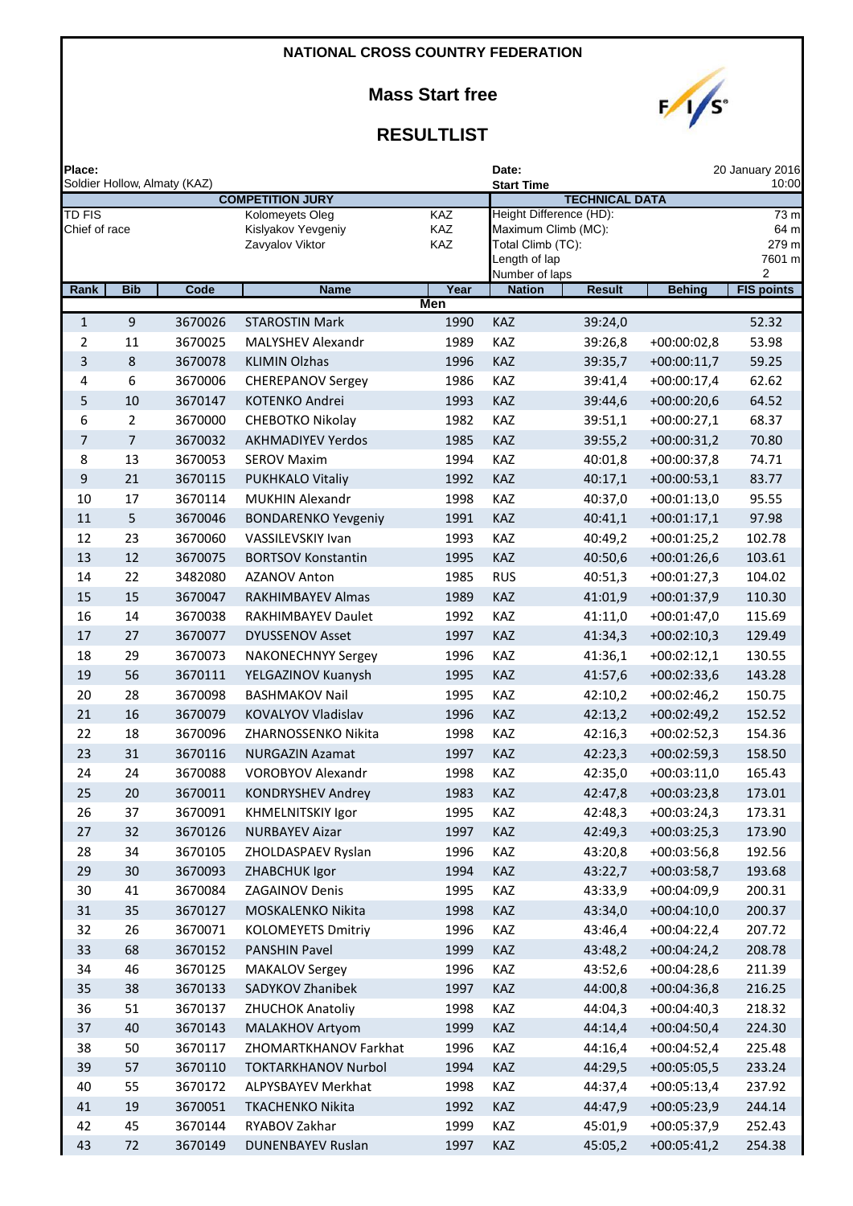# NATIONAL CROSS COUNTRY FEDERATION

## Mass Start free

## RESULTLIST

**Place:** Soldier Hollow, Almaty (KAZ)

**Date:** 20 January 2016
**Start Time** 10:00

| COMPETITION JURY | | |
|---|---|---|
| TD FIS | Kolomeyets Oleg | KAZ |
| Chief of race | Kislyakov Yevgeniy | KAZ |
| | Zavyalov Viktor | KAZ |

| TECHNICAL DATA | |
|---|---|
| Height Difference (HD): | 73 m |
| Maximum Climb (MC): | 64 m |
| Total Climb (TC): | 279 m |
| Length of lap | 7601 m |
| Number of laps | 2 |

**Men**

| Rank | Bib | Code | Name | Year | Nation | Result | Behing | FIS points |
|---|---|---|---|---|---|---|---|---|
| 1 | 9 | 3670026 | STAROSTIN Mark | 1990 | KAZ | 39:24,0 | | 52.32 |
| 2 | 11 | 3670025 | MALYSHEV Alexandr | 1989 | KAZ | 39:26,8 | +00:00:02,8 | 53.98 |
| 3 | 8 | 3670078 | KLIMIN Olzhas | 1996 | KAZ | 39:35,7 | +00:00:11,7 | 59.25 |
| 4 | 6 | 3670006 | CHEREPANOV Sergey | 1986 | KAZ | 39:41,4 | +00:00:17,4 | 62.62 |
| 5 | 10 | 3670147 | KOTENKO Andrei | 1993 | KAZ | 39:44,6 | +00:00:20,6 | 64.52 |
| 6 | 2 | 3670000 | CHEBOTKO Nikolay | 1982 | KAZ | 39:51,1 | +00:00:27,1 | 68.37 |
| 7 | 7 | 3670032 | AKHMADIYEV Yerdos | 1985 | KAZ | 39:55,2 | +00:00:31,2 | 70.80 |
| 8 | 13 | 3670053 | SEROV Maxim | 1994 | KAZ | 40:01,8 | +00:00:37,8 | 74.71 |
| 9 | 21 | 3670115 | PUKHKALO Vitaliy | 1992 | KAZ | 40:17,1 | +00:00:53,1 | 83.77 |
| 10 | 17 | 3670114 | MUKHIN Alexandr | 1998 | KAZ | 40:37,0 | +00:01:13,0 | 95.55 |
| 11 | 5 | 3670046 | BONDARENKO Yevgeniy | 1991 | KAZ | 40:41,1 | +00:01:17,1 | 97.98 |
| 12 | 23 | 3670060 | VASSILEVSKIY Ivan | 1993 | KAZ | 40:49,2 | +00:01:25,2 | 102.78 |
| 13 | 12 | 3670075 | BORTSOV Konstantin | 1995 | KAZ | 40:50,6 | +00:01:26,6 | 103.61 |
| 14 | 22 | 3482080 | AZANOV Anton | 1985 | RUS | 40:51,3 | +00:01:27,3 | 104.02 |
| 15 | 15 | 3670047 | RAKHIMBAYEV Almas | 1989 | KAZ | 41:01,9 | +00:01:37,9 | 110.30 |
| 16 | 14 | 3670038 | RAKHIMBAYEV Daulet | 1992 | KAZ | 41:11,0 | +00:01:47,0 | 115.69 |
| 17 | 27 | 3670077 | DYUSSENOV Asset | 1997 | KAZ | 41:34,3 | +00:02:10,3 | 129.49 |
| 18 | 29 | 3670073 | NAKONECHNYY Sergey | 1996 | KAZ | 41:36,1 | +00:02:12,1 | 130.55 |
| 19 | 56 | 3670111 | YELGAZINOV Kuanysh | 1995 | KAZ | 41:57,6 | +00:02:33,6 | 143.28 |
| 20 | 28 | 3670098 | BASHMAKOV Nail | 1995 | KAZ | 42:10,2 | +00:02:46,2 | 150.75 |
| 21 | 16 | 3670079 | KOVALYOV Vladislav | 1996 | KAZ | 42:13,2 | +00:02:49,2 | 152.52 |
| 22 | 18 | 3670096 | ZHARNOSSENKO Nikita | 1998 | KAZ | 42:16,3 | +00:02:52,3 | 154.36 |
| 23 | 31 | 3670116 | NURGAZIN Azamat | 1997 | KAZ | 42:23,3 | +00:02:59,3 | 158.50 |
| 24 | 24 | 3670088 | VOROBYOV Alexandr | 1998 | KAZ | 42:35,0 | +00:03:11,0 | 165.43 |
| 25 | 20 | 3670011 | KONDRYSHEV Andrey | 1983 | KAZ | 42:47,8 | +00:03:23,8 | 173.01 |
| 26 | 37 | 3670091 | KHMELNITSKIY Igor | 1995 | KAZ | 42:48,3 | +00:03:24,3 | 173.31 |
| 27 | 32 | 3670126 | NURBAYEV Aizar | 1997 | KAZ | 42:49,3 | +00:03:25,3 | 173.90 |
| 28 | 34 | 3670105 | ZHOLDASPAEV Ryslan | 1996 | KAZ | 43:20,8 | +00:03:56,8 | 192.56 |
| 29 | 30 | 3670093 | ZHABCHUK Igor | 1994 | KAZ | 43:22,7 | +00:03:58,7 | 193.68 |
| 30 | 41 | 3670084 | ZAGAINOV Denis | 1995 | KAZ | 43:33,9 | +00:04:09,9 | 200.31 |
| 31 | 35 | 3670127 | MOSKALENKO Nikita | 1998 | KAZ | 43:34,0 | +00:04:10,0 | 200.37 |
| 32 | 26 | 3670071 | KOLOMEYETS Dmitriy | 1996 | KAZ | 43:46,4 | +00:04:22,4 | 207.72 |
| 33 | 68 | 3670152 | PANSHIN Pavel | 1999 | KAZ | 43:48,2 | +00:04:24,2 | 208.78 |
| 34 | 46 | 3670125 | MAKALOV Sergey | 1996 | KAZ | 43:52,6 | +00:04:28,6 | 211.39 |
| 35 | 38 | 3670133 | SADYKOV Zhanibek | 1997 | KAZ | 44:00,8 | +00:04:36,8 | 216.25 |
| 36 | 51 | 3670137 | ZHUCHOK Anatoliy | 1998 | KAZ | 44:04,3 | +00:04:40,3 | 218.32 |
| 37 | 40 | 3670143 | MALAKHOV Artyom | 1999 | KAZ | 44:14,4 | +00:04:50,4 | 224.30 |
| 38 | 50 | 3670117 | ZHOMARTKHANOV Farkhat | 1996 | KAZ | 44:16,4 | +00:04:52,4 | 225.48 |
| 39 | 57 | 3670110 | TOKTARKHANOV Nurbol | 1994 | KAZ | 44:29,5 | +00:05:05,5 | 233.24 |
| 40 | 55 | 3670172 | ALPYSBAYEV Merkhat | 1998 | KAZ | 44:37,4 | +00:05:13,4 | 237.92 |
| 41 | 19 | 3670051 | TKACHENKO Nikita | 1992 | KAZ | 44:47,9 | +00:05:23,9 | 244.14 |
| 42 | 45 | 3670144 | RYABOV Zakhar | 1999 | KAZ | 45:01,9 | +00:05:37,9 | 252.43 |
| 43 | 72 | 3670149 | DUNENBAYEV Ruslan | 1997 | KAZ | 45:05,2 | +00:05:41,2 | 254.38 |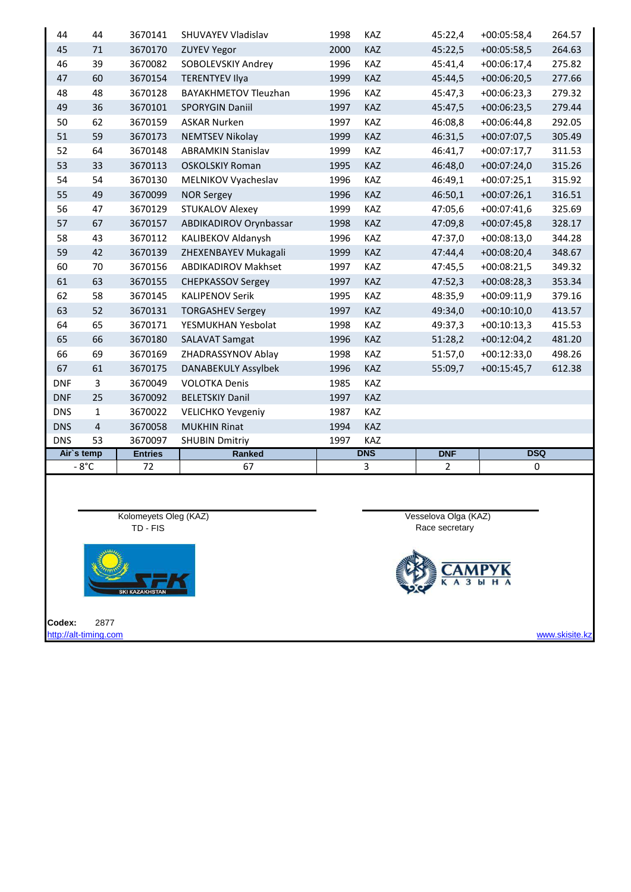| 44 | 44 | 3670141 | SHUVAYEV Vladislav | 1998 | KAZ | 45:22,4 | +00:05:58,4 | 264.57 |
|---|---|---|---|---|---|---|---|---|
| 45 | 71 | 3670170 | ZUYEV Yegor | 2000 | KAZ | 45:22,5 | +00:05:58,5 | 264.63 |
| 46 | 39 | 3670082 | SOBOLEVSKIY Andrey | 1996 | KAZ | 45:41,4 | +00:06:17,4 | 275.82 |
| 47 | 60 | 3670154 | TERENTYEV Ilya | 1999 | KAZ | 45:44,5 | +00:06:20,5 | 277.66 |
| 48 | 48 | 3670128 | BAYAKHMETOV Tleuzhan | 1996 | KAZ | 45:47,3 | +00:06:23,3 | 279.32 |
| 49 | 36 | 3670101 | SPORYGIN Daniil | 1997 | KAZ | 45:47,5 | +00:06:23,5 | 279.44 |
| 50 | 62 | 3670159 | ASKAR Nurken | 1997 | KAZ | 46:08,8 | +00:06:44,8 | 292.05 |
| 51 | 59 | 3670173 | NEMTSEV Nikolay | 1999 | KAZ | 46:31,5 | +00:07:07,5 | 305.49 |
| 52 | 64 | 3670148 | ABRAMKIN Stanislav | 1999 | KAZ | 46:41,7 | +00:07:17,7 | 311.53 |
| 53 | 33 | 3670113 | OSKOLSKIY Roman | 1995 | KAZ | 46:48,0 | +00:07:24,0 | 315.26 |
| 54 | 54 | 3670130 | MELNIKOV Vyacheslav | 1996 | KAZ | 46:49,1 | +00:07:25,1 | 315.92 |
| 55 | 49 | 3670099 | NOR Sergey | 1996 | KAZ | 46:50,1 | +00:07:26,1 | 316.51 |
| 56 | 47 | 3670129 | STUKALOV Alexey | 1999 | KAZ | 47:05,6 | +00:07:41,6 | 325.69 |
| 57 | 67 | 3670157 | ABDIKADIROV Orynbassar | 1998 | KAZ | 47:09,8 | +00:07:45,8 | 328.17 |
| 58 | 43 | 3670112 | KALIBEKOV Aldanysh | 1996 | KAZ | 47:37,0 | +00:08:13,0 | 344.28 |
| 59 | 42 | 3670139 | ZHEXENBAYEV Mukagali | 1999 | KAZ | 47:44,4 | +00:08:20,4 | 348.67 |
| 60 | 70 | 3670156 | ABDIKADIROV Makhset | 1997 | KAZ | 47:45,5 | +00:08:21,5 | 349.32 |
| 61 | 63 | 3670155 | CHEPKASSOV Sergey | 1997 | KAZ | 47:52,3 | +00:08:28,3 | 353.34 |
| 62 | 58 | 3670145 | KALIPENOV Serik | 1995 | KAZ | 48:35,9 | +00:09:11,9 | 379.16 |
| 63 | 52 | 3670131 | TORGASHEV Sergey | 1997 | KAZ | 49:34,0 | +00:10:10,0 | 413.57 |
| 64 | 65 | 3670171 | YESMUKHAN Yesbolat | 1998 | KAZ | 49:37,3 | +00:10:13,3 | 415.53 |
| 65 | 66 | 3670180 | SALAVAT Samgat | 1996 | KAZ | 51:28,2 | +00:12:04,2 | 481.20 |
| 66 | 69 | 3670169 | ZHADRASSYNOV Ablay | 1998 | KAZ | 51:57,0 | +00:12:33,0 | 498.26 |
| 67 | 61 | 3670175 | DANABEKULY Assylbek | 1996 | KAZ | 55:09,7 | +00:15:45,7 | 612.38 |
| DNF | 3 | 3670049 | VOLOTKA Denis | 1985 | KAZ | | | |
| DNF | 25 | 3670092 | BELETSKIY Danil | 1997 | KAZ | | | |
| DNS | 1 | 3670022 | VELICHKO Yevgeniy | 1987 | KAZ | | | |
| DNS | 4 | 3670058 | MUKHIN Rinat | 1994 | KAZ | | | |
| DNS | 53 | 3670097 | SHUBIN Dmitriy | 1997 | KAZ | | | |

| Air`s temp | Entries | Ranked | DNS | DNF | DSQ |
|---|---|---|---|---|---|
| - 8°C | 72 | 67 | 3 | 2 | 0 |

Kolomeyets Oleg (KAZ)
TD - FIS

Vesselova Olga (KAZ)
Race secretary

**Codex:** 2877

http://alt-timing.com

www.skisite.kz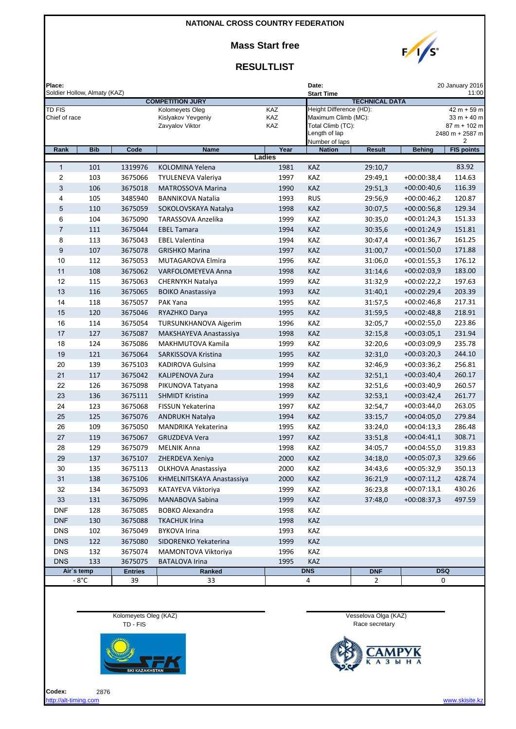# NATIONAL CROSS COUNTRY FEDERATION

## Mass Start free

## RESULTLIST

**Place:** Soldier Hollow, Almaty (KAZ)

**Date:** 20 January 2016
**Start Time** 11:00

| COMPETITION JURY | | | TECHNICAL DATA | |
|---|---|---|---|---|
| TD FIS | Kolomeyets Oleg | KAZ | Height Difference (HD): | 42 m + 59 m |
| Chief of race | Kislyakov Yevgeniy | KAZ | Maximum Climb (MC): | 33 m + 40 m |
| | Zavyalov Viktor | KAZ | Total Climb (TC): | 87 m + 102 m |
| | | | Length of lap | 2480 m + 2587 m |
| | | | Number of laps | 2 |

**Ladies**

| Rank | Bib | Code | Name | Year | Nation | Result | Behing | FIS points |
|---|---|---|---|---|---|---|---|---|
| 1 | 101 | 1319976 | KOLOMINA Yelena | 1981 | KAZ | 29:10,7 | | 83.92 |
| 2 | 103 | 3675066 | TYULENEVA Valeriya | 1997 | KAZ | 29:49,1 | +00:00:38,4 | 114.63 |
| 3 | 106 | 3675018 | MATROSSOVA Marina | 1990 | KAZ | 29:51,3 | +00:00:40,6 | 116.39 |
| 4 | 105 | 3485940 | BANNIKOVA Natalia | 1993 | RUS | 29:56,9 | +00:00:46,2 | 120.87 |
| 5 | 110 | 3675059 | SOKOLOVSKAYA Natalya | 1998 | KAZ | 30:07,5 | +00:00:56,8 | 129.34 |
| 6 | 104 | 3675090 | TARASSOVA Anzelika | 1999 | KAZ | 30:35,0 | +00:01:24,3 | 151.33 |
| 7 | 111 | 3675044 | EBEL Tamara | 1994 | KAZ | 30:35,6 | +00:01:24,9 | 151.81 |
| 8 | 113 | 3675043 | EBEL Valentina | 1994 | KAZ | 30:47,4 | +00:01:36,7 | 161.25 |
| 9 | 107 | 3675078 | GRISHKO Marina | 1997 | KAZ | 31:00,7 | +00:01:50,0 | 171.88 |
| 10 | 112 | 3675053 | MUTAGAROVA Elmira | 1996 | KAZ | 31:06,0 | +00:01:55,3 | 176.12 |
| 11 | 108 | 3675062 | VARFOLOMEYEVA Anna | 1998 | KAZ | 31:14,6 | +00:02:03,9 | 183.00 |
| 12 | 115 | 3675063 | CHERNYKH Natalya | 1999 | KAZ | 31:32,9 | +00:02:22,2 | 197.63 |
| 13 | 116 | 3675065 | BOIKO Anastassiya | 1993 | KAZ | 31:40,1 | +00:02:29,4 | 203.39 |
| 14 | 118 | 3675057 | PAK Yana | 1995 | KAZ | 31:57,5 | +00:02:46,8 | 217.31 |
| 15 | 120 | 3675046 | RYAZHKO Darya | 1995 | KAZ | 31:59,5 | +00:02:48,8 | 218.91 |
| 16 | 114 | 3675054 | TURSUNKHANOVA Aigerim | 1996 | KAZ | 32:05,7 | +00:02:55,0 | 223.86 |
| 17 | 127 | 3675087 | MAKSHAYEVA Anastassiya | 1998 | KAZ | 32:15,8 | +00:03:05,1 | 231.94 |
| 18 | 124 | 3675086 | MAKHMUTOVA Kamila | 1999 | KAZ | 32:20,6 | +00:03:09,9 | 235.78 |
| 19 | 121 | 3675064 | SARKISSOVA Kristina | 1995 | KAZ | 32:31,0 | +00:03:20,3 | 244.10 |
| 20 | 139 | 3675103 | KADIROVA Gulsina | 1999 | KAZ | 32:46,9 | +00:03:36,2 | 256.81 |
| 21 | 117 | 3675042 | KALIPENOVA Zura | 1994 | KAZ | 32:51,1 | +00:03:40,4 | 260.17 |
| 22 | 126 | 3675098 | PIKUNOVA Tatyana | 1998 | KAZ | 32:51,6 | +00:03:40,9 | 260.57 |
| 23 | 136 | 3675111 | SHMIDT Kristina | 1999 | KAZ | 32:53,1 | +00:03:42,4 | 261.77 |
| 24 | 123 | 3675068 | FISSUN Yekaterina | 1997 | KAZ | 32:54,7 | +00:03:44,0 | 263.05 |
| 25 | 125 | 3675076 | ANDRUKH Natalya | 1994 | KAZ | 33:15,7 | +00:04:05,0 | 279.84 |
| 26 | 109 | 3675050 | MANDRIKA Yekaterina | 1995 | KAZ | 33:24,0 | +00:04:13,3 | 286.48 |
| 27 | 119 | 3675067 | GRUZDEVA Vera | 1997 | KAZ | 33:51,8 | +00:04:41,1 | 308.71 |
| 28 | 129 | 3675079 | MELNIK Anna | 1998 | KAZ | 34:05,7 | +00:04:55,0 | 319.83 |
| 29 | 137 | 3675107 | ZHERDEVA Xeniya | 2000 | KAZ | 34:18,0 | +00:05:07,3 | 329.66 |
| 30 | 135 | 3675113 | OLKHOVA Anastassiya | 2000 | KAZ | 34:43,6 | +00:05:32,9 | 350.13 |
| 31 | 138 | 3675106 | KHMELNITSKAYA Anastassiya | 2000 | KAZ | 36:21,9 | +00:07:11,2 | 428.74 |
| 32 | 134 | 3675093 | KATAYEVA Viktoriya | 1999 | KAZ | 36:23,8 | +00:07:13,1 | 430.26 |
| 33 | 131 | 3675096 | MANABOVA Sabina | 1999 | KAZ | 37:48,0 | +00:08:37,3 | 497.59 |
| DNF | 128 | 3675085 | BOBKO Alexandra | 1998 | KAZ | | | |
| DNF | 130 | 3675088 | TKACHUK Irina | 1998 | KAZ | | | |
| DNS | 102 | 3675049 | BYKOVA Irina | 1993 | KAZ | | | |
| DNS | 122 | 3675080 | SIDORENKO Yekaterina | 1999 | KAZ | | | |
| DNS | 132 | 3675074 | MAMONTOVA Viktoriya | 1996 | KAZ | | | |
| DNS | 133 | 3675075 | BATALOVA Irina | 1995 | KAZ | | | |

| Air`s temp | Entries | Ranked | DNS | DNF | DSQ |
|---|---|---|---|---|---|
| - 8°C | 39 | 33 | 4 | 2 | 0 |

Kolomeyets Oleg (KAZ)
TD - FIS

Vesselova Olga (KAZ)
Race secretary

SKI KAZAKHSTAN

CAMPYK КАЗЫНА

**Codex:** 2876

http://alt-timing.com

www.skisite.kz